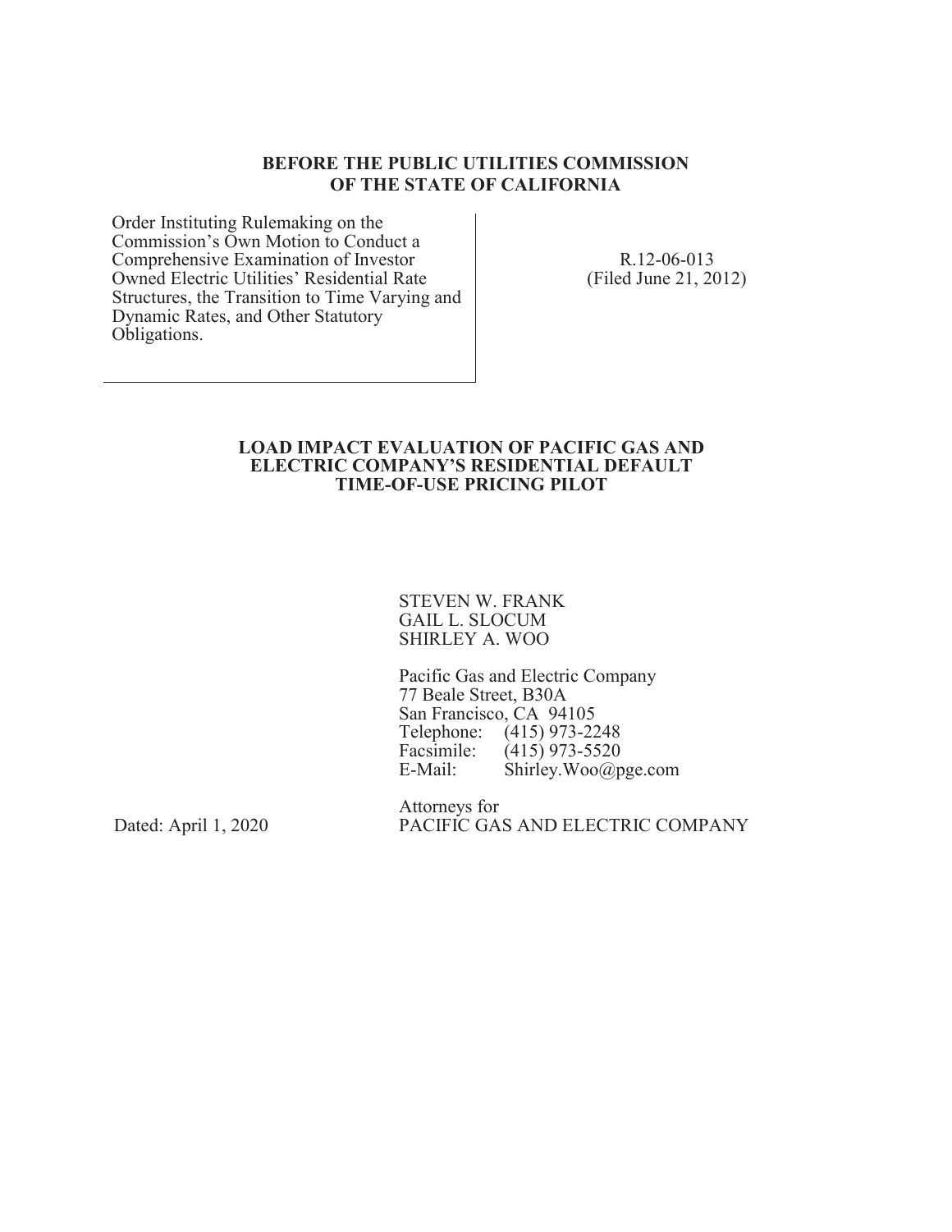**BEFORE THE PUBLIC UTILITIES COMMISSION OF THE STATE OF CALIFORNIA**

| | |
|---|---|
| Order Instituting Rulemaking on the Commission's Own Motion to Conduct a Comprehensive Examination of Investor Owned Electric Utilities' Residential Rate Structures, the Transition to Time Varying and Dynamic Rates, and Other Statutory Obligations. | R.12-06-013 (Filed June 21, 2012) |

**LOAD IMPACT EVALUATION OF PACIFIC GAS AND ELECTRIC COMPANY'S RESIDENTIAL DEFAULT TIME-OF-USE PRICING PILOT**

STEVEN W. FRANK
GAIL L. SLOCUM
SHIRLEY A. WOO

Pacific Gas and Electric Company
77 Beale Street, B30A
San Francisco, CA 94105
Telephone: (415) 973-2248
Facsimile: (415) 973-5520
E-Mail: Shirley.Woo@pge.com

Attorneys for
PACIFIC GAS AND ELECTRIC COMPANY

Dated: April 1, 2020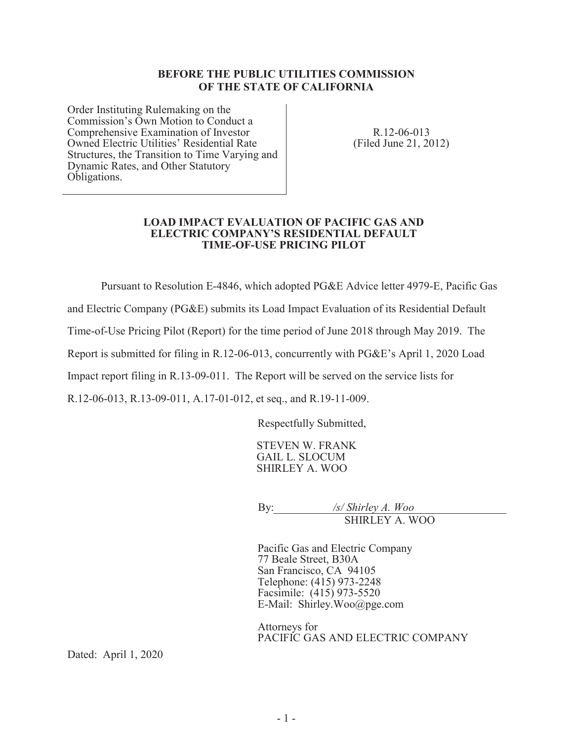**BEFORE THE PUBLIC UTILITIES COMMISSION OF THE STATE OF CALIFORNIA**

| Order Instituting Rulemaking on the Commission's Own Motion to Conduct a Comprehensive Examination of Investor Owned Electric Utilities' Residential Rate Structures, the Transition to Time Varying and Dynamic Rates, and Other Statutory Obligations. | R.12-06-013 (Filed June 21, 2012) |
|---|---|

**LOAD IMPACT EVALUATION OF PACIFIC GAS AND ELECTRIC COMPANY'S RESIDENTIAL DEFAULT TIME-OF-USE PRICING PILOT**

Pursuant to Resolution E-4846, which adopted PG&E Advice letter 4979-E, Pacific Gas and Electric Company (PG&E) submits its Load Impact Evaluation of its Residential Default Time-of-Use Pricing Pilot (Report) for the time period of June 2018 through May 2019. The Report is submitted for filing in R.12-06-013, concurrently with PG&E's April 1, 2020 Load Impact report filing in R.13-09-011. The Report will be served on the service lists for R.12-06-013, R.13-09-011, A.17-01-012, et seq., and R.19-11-009.

Respectfully Submitted,

STEVEN W. FRANK
GAIL L. SLOCUM
SHIRLEY A. WOO

By: */s/ Shirley A. Woo*
SHIRLEY A. WOO

Pacific Gas and Electric Company
77 Beale Street, B30A
San Francisco, CA 94105
Telephone: (415) 973-2248
Facsimile: (415) 973-5520
E-Mail: Shirley.Woo@pge.com

Attorneys for
PACIFIC GAS AND ELECTRIC COMPANY

Dated: April 1, 2020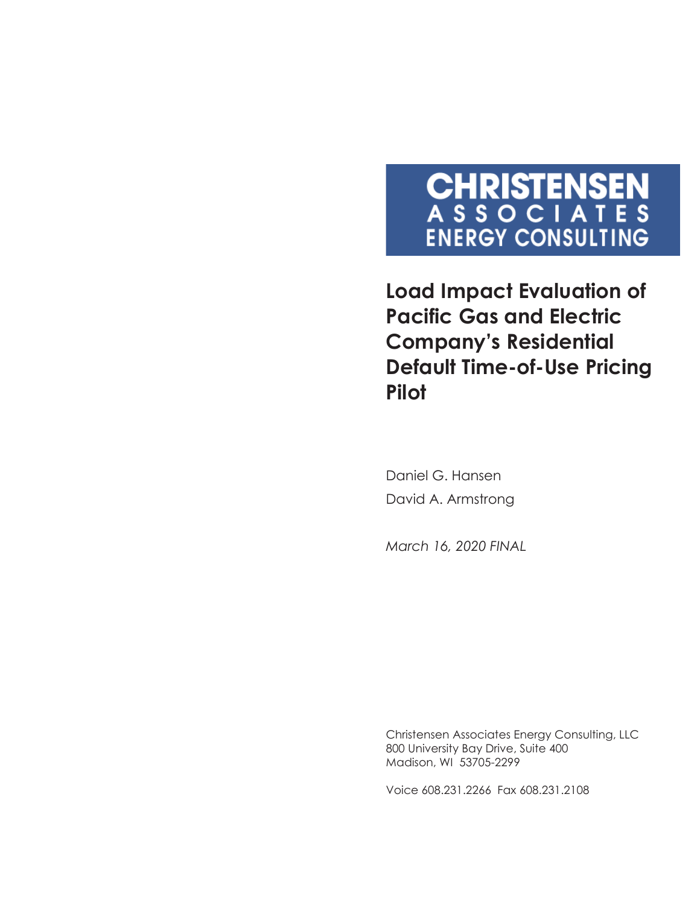**CHRISTENSEN**
**ASSOCIATES**
**ENERGY CONSULTING**

# Load Impact Evaluation of Pacific Gas and Electric Company's Residential Default Time-of-Use Pricing Pilot

Daniel G. Hansen

David A. Armstrong

*March 16, 2020 FINAL*

Christensen Associates Energy Consulting, LLC
800 University Bay Drive, Suite 400
Madison, WI 53705-2299

Voice 608.231.2266 Fax 608.231.2108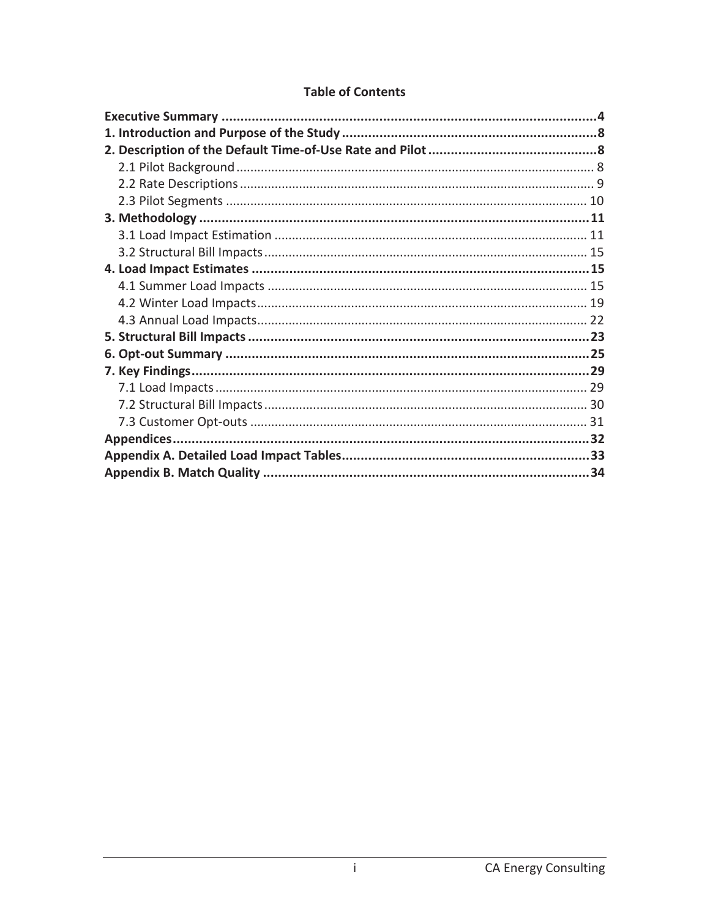## Table of Contents

**Executive Summary** .......................... **4**

**1. Introduction and Purpose of the Study** .......................... **8**

**2. Description of the Default Time-of-Use Rate and Pilot** .......................... **8**

- 2.1 Pilot Background .......................... 8
- 2.2 Rate Descriptions .......................... 9
- 2.3 Pilot Segments .......................... 10

**3. Methodology** .......................... **11**

- 3.1 Load Impact Estimation .......................... 11
- 3.2 Structural Bill Impacts .......................... 15

**4. Load Impact Estimates** .......................... **15**

- 4.1 Summer Load Impacts .......................... 15
- 4.2 Winter Load Impacts .......................... 19
- 4.3 Annual Load Impacts .......................... 22

**5. Structural Bill Impacts** .......................... **23**

**6. Opt-out Summary** .......................... **25**

**7. Key Findings** .......................... **29**

- 7.1 Load Impacts .......................... 29
- 7.2 Structural Bill Impacts .......................... 30
- 7.3 Customer Opt-outs .......................... 31

**Appendices** .......................... **32**

**Appendix A. Detailed Load Impact Tables** .......................... **33**

**Appendix B. Match Quality** .......................... **34**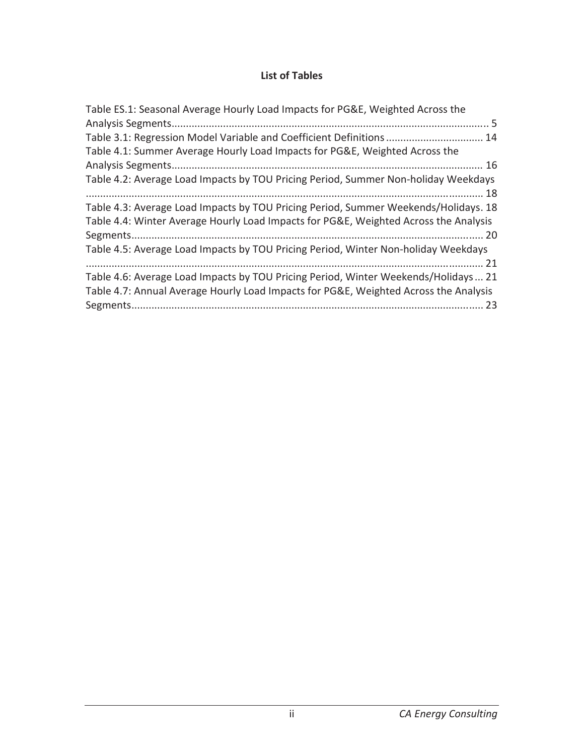**List of Tables**

Table ES.1: Seasonal Average Hourly Load Impacts for PG&E, Weighted Across the Analysis Segments.............................................................................................................. 5
Table 3.1: Regression Model Variable and Coefficient Definitions .................................. 14
Table 4.1: Summer Average Hourly Load Impacts for PG&E, Weighted Across the Analysis Segments............................................................................................................ 16
Table 4.2: Average Load Impacts by TOU Pricing Period, Summer Non-holiday Weekdays .......................................................................................................................................... 18
Table 4.3: Average Load Impacts by TOU Pricing Period, Summer Weekends/Holidays. 18
Table 4.4: Winter Average Hourly Load Impacts for PG&E, Weighted Across the Analysis Segments.......................................................................................................................... 20
Table 4.5: Average Load Impacts by TOU Pricing Period, Winter Non-holiday Weekdays .......................................................................................................................................... 21
Table 4.6: Average Load Impacts by TOU Pricing Period, Winter Weekends/Holidays ... 21
Table 4.7: Annual Average Hourly Load Impacts for PG&E, Weighted Across the Analysis Segments.......................................................................................................................... 23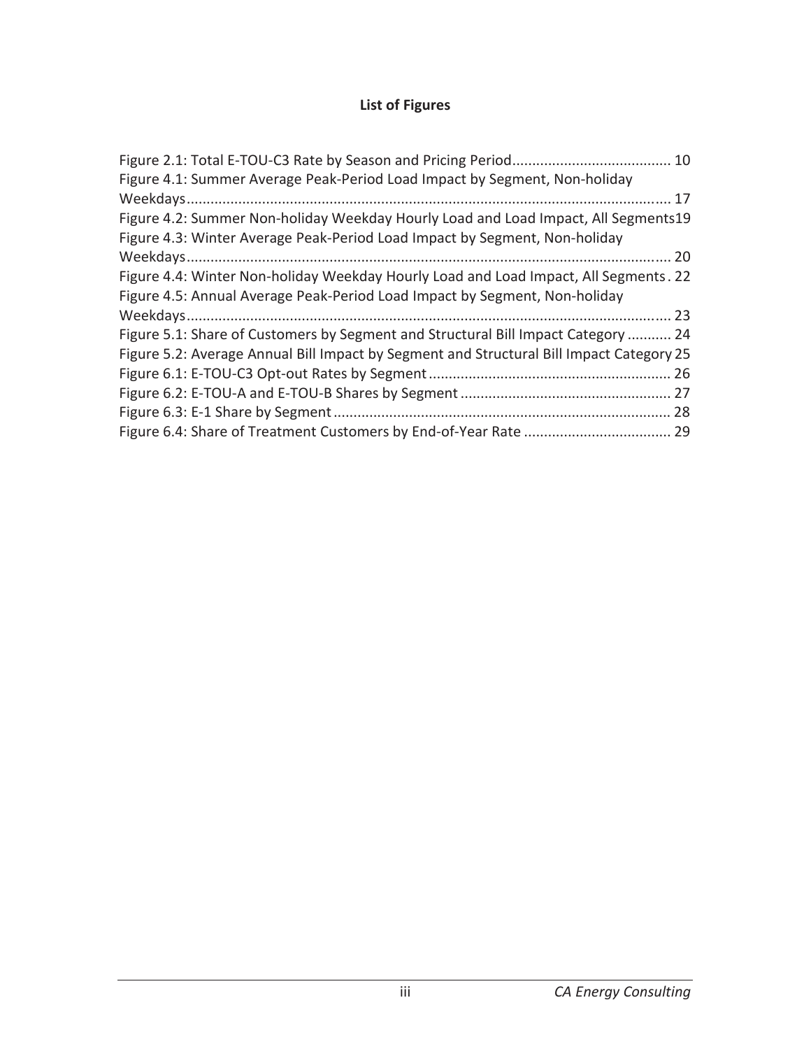**List of Figures**

Figure 2.1: Total E-TOU-C3 Rate by Season and Pricing Period........................................ 10
Figure 4.1: Summer Average Peak-Period Load Impact by Segment, Non-holiday Weekdays........................................................................................................................ 17
Figure 4.2: Summer Non-holiday Weekday Hourly Load and Load Impact, All Segments19
Figure 4.3: Winter Average Peak-Period Load Impact by Segment, Non-holiday Weekdays........................................................................................................................ 20
Figure 4.4: Winter Non-holiday Weekday Hourly Load and Load Impact, All Segments. 22
Figure 4.5: Annual Average Peak-Period Load Impact by Segment, Non-holiday Weekdays........................................................................................................................ 23
Figure 5.1: Share of Customers by Segment and Structural Bill Impact Category ........... 24
Figure 5.2: Average Annual Bill Impact by Segment and Structural Bill Impact Category 25
Figure 6.1: E-TOU-C3 Opt-out Rates by Segment............................................................ 26
Figure 6.2: E-TOU-A and E-TOU-B Shares by Segment .................................................... 27
Figure 6.3: E-1 Share by Segment.................................................................................... 28
Figure 6.4: Share of Treatment Customers by End-of-Year Rate ..................................... 29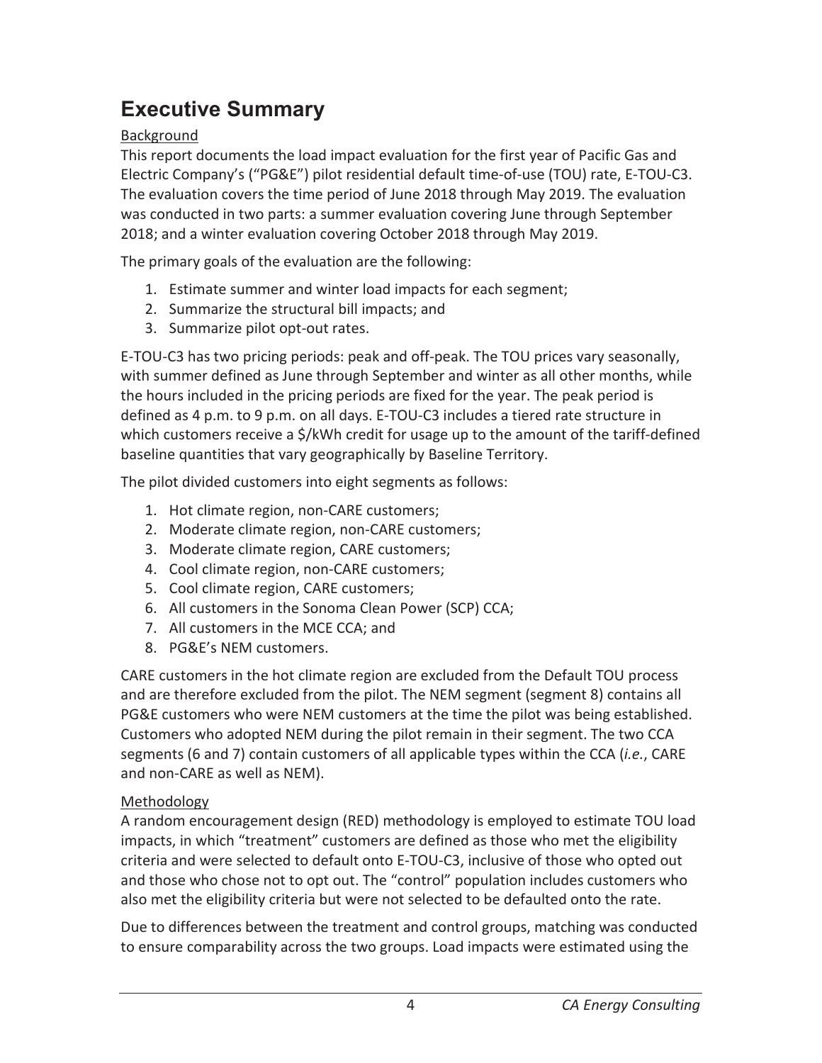# Executive Summary

Background

This report documents the load impact evaluation for the first year of Pacific Gas and Electric Company's ("PG&E") pilot residential default time-of-use (TOU) rate, E-TOU-C3. The evaluation covers the time period of June 2018 through May 2019. The evaluation was conducted in two parts: a summer evaluation covering June through September 2018; and a winter evaluation covering October 2018 through May 2019.

The primary goals of the evaluation are the following:

1. Estimate summer and winter load impacts for each segment;
2. Summarize the structural bill impacts; and
3. Summarize pilot opt-out rates.

E-TOU-C3 has two pricing periods: peak and off-peak. The TOU prices vary seasonally, with summer defined as June through September and winter as all other months, while the hours included in the pricing periods are fixed for the year. The peak period is defined as 4 p.m. to 9 p.m. on all days. E-TOU-C3 includes a tiered rate structure in which customers receive a $/kWh credit for usage up to the amount of the tariff-defined baseline quantities that vary geographically by Baseline Territory.

The pilot divided customers into eight segments as follows:

1. Hot climate region, non-CARE customers;
2. Moderate climate region, non-CARE customers;
3. Moderate climate region, CARE customers;
4. Cool climate region, non-CARE customers;
5. Cool climate region, CARE customers;
6. All customers in the Sonoma Clean Power (SCP) CCA;
7. All customers in the MCE CCA; and
8. PG&E's NEM customers.

CARE customers in the hot climate region are excluded from the Default TOU process and are therefore excluded from the pilot. The NEM segment (segment 8) contains all PG&E customers who were NEM customers at the time the pilot was being established. Customers who adopted NEM during the pilot remain in their segment. The two CCA segments (6 and 7) contain customers of all applicable types within the CCA (*i.e.*, CARE and non-CARE as well as NEM).

Methodology

A random encouragement design (RED) methodology is employed to estimate TOU load impacts, in which "treatment" customers are defined as those who met the eligibility criteria and were selected to default onto E-TOU-C3, inclusive of those who opted out and those who chose not to opt out. The "control" population includes customers who also met the eligibility criteria but were not selected to be defaulted onto the rate.

Due to differences between the treatment and control groups, matching was conducted to ensure comparability across the two groups. Load impacts were estimated using the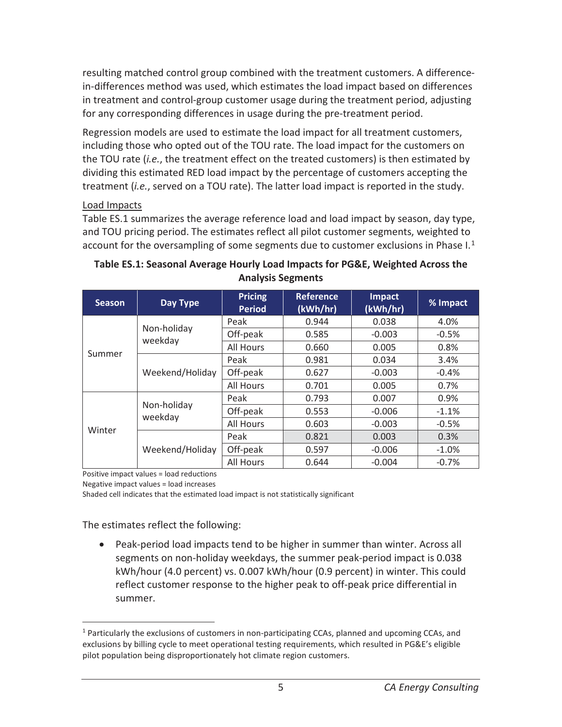resulting matched control group combined with the treatment customers. A difference-in-differences method was used, which estimates the load impact based on differences in treatment and control-group customer usage during the treatment period, adjusting for any corresponding differences in usage during the pre-treatment period.

Regression models are used to estimate the load impact for all treatment customers, including those who opted out of the TOU rate. The load impact for the customers on the TOU rate (*i.e.*, the treatment effect on the treated customers) is then estimated by dividing this estimated RED load impact by the percentage of customers accepting the treatment (*i.e.*, served on a TOU rate). The latter load impact is reported in the study.

Load Impacts

Table ES.1 summarizes the average reference load and load impact by season, day type, and TOU pricing period. The estimates reflect all pilot customer segments, weighted to account for the oversampling of some segments due to customer exclusions in Phase I.[1]

**Table ES.1: Seasonal Average Hourly Load Impacts for PG&E, Weighted Across the Analysis Segments**

| Season | Day Type | Pricing Period | Reference (kWh/hr) | Impact (kWh/hr) | % Impact |
|---|---|---|---|---|---|
| Summer | Non-holiday weekday | Peak | 0.944 | 0.038 | 4.0% |
| | | Off-peak | 0.585 | -0.003 | -0.5% |
| | | All Hours | 0.660 | 0.005 | 0.8% |
| | Weekend/Holiday | Peak | 0.981 | 0.034 | 3.4% |
| | | Off-peak | 0.627 | -0.003 | -0.4% |
| | | All Hours | 0.701 | 0.005 | 0.7% |
| Winter | Non-holiday weekday | Peak | 0.793 | 0.007 | 0.9% |
| | | Off-peak | 0.553 | -0.006 | -1.1% |
| | | All Hours | 0.603 | -0.003 | -0.5% |
| | Weekend/Holiday | Peak | 0.821 | 0.003 | 0.3% |
| | | Off-peak | 0.597 | -0.006 | -1.0% |
| | | All Hours | 0.644 | -0.004 | -0.7% |

Positive impact values = load reductions
Negative impact values = load increases
Shaded cell indicates that the estimated load impact is not statistically significant

The estimates reflect the following:

- Peak-period load impacts tend to be higher in summer than winter. Across all segments on non-holiday weekdays, the summer peak-period impact is 0.038 kWh/hour (4.0 percent) vs. 0.007 kWh/hour (0.9 percent) in winter. This could reflect customer response to the higher peak to off-peak price differential in summer.

[1] Particularly the exclusions of customers in non-participating CCAs, planned and upcoming CCAs, and exclusions by billing cycle to meet operational testing requirements, which resulted in PG&E's eligible pilot population being disproportionately hot climate region customers.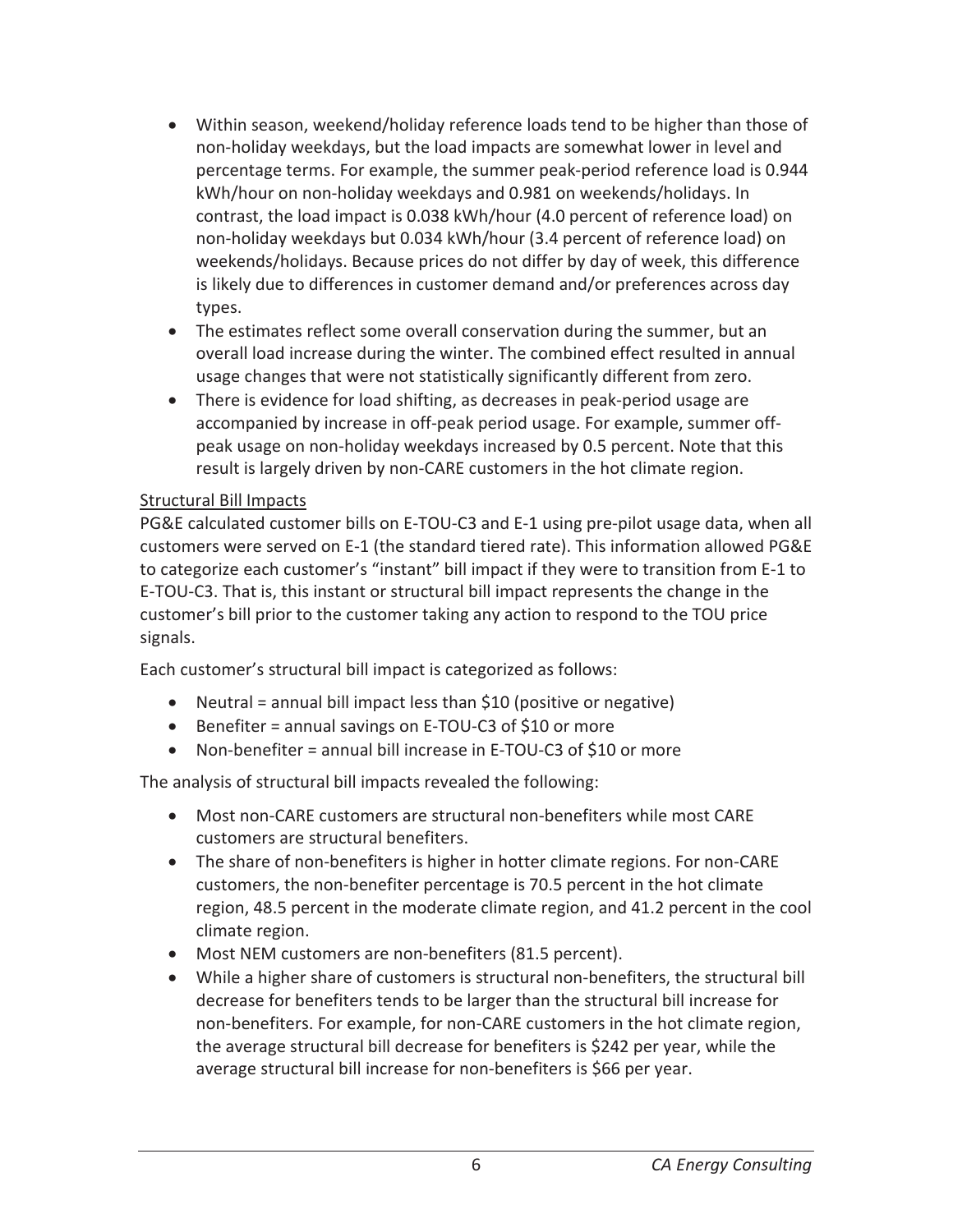- Within season, weekend/holiday reference loads tend to be higher than those of non-holiday weekdays, but the load impacts are somewhat lower in level and percentage terms. For example, the summer peak-period reference load is 0.944 kWh/hour on non-holiday weekdays and 0.981 on weekends/holidays. In contrast, the load impact is 0.038 kWh/hour (4.0 percent of reference load) on non-holiday weekdays but 0.034 kWh/hour (3.4 percent of reference load) on weekends/holidays. Because prices do not differ by day of week, this difference is likely due to differences in customer demand and/or preferences across day types.
- The estimates reflect some overall conservation during the summer, but an overall load increase during the winter. The combined effect resulted in annual usage changes that were not statistically significantly different from zero.
- There is evidence for load shifting, as decreases in peak-period usage are accompanied by increase in off-peak period usage. For example, summer off-peak usage on non-holiday weekdays increased by 0.5 percent. Note that this result is largely driven by non-CARE customers in the hot climate region.

Structural Bill Impacts

PG&E calculated customer bills on E-TOU-C3 and E-1 using pre-pilot usage data, when all customers were served on E-1 (the standard tiered rate). This information allowed PG&E to categorize each customer's "instant" bill impact if they were to transition from E-1 to E-TOU-C3. That is, this instant or structural bill impact represents the change in the customer's bill prior to the customer taking any action to respond to the TOU price signals.

Each customer's structural bill impact is categorized as follows:

- Neutral = annual bill impact less than $10 (positive or negative)
- Benefiter = annual savings on E-TOU-C3 of $10 or more
- Non-benefiter = annual bill increase in E-TOU-C3 of $10 or more

The analysis of structural bill impacts revealed the following:

- Most non-CARE customers are structural non-benefiters while most CARE customers are structural benefiters.
- The share of non-benefiters is higher in hotter climate regions. For non-CARE customers, the non-benefiter percentage is 70.5 percent in the hot climate region, 48.5 percent in the moderate climate region, and 41.2 percent in the cool climate region.
- Most NEM customers are non-benefiters (81.5 percent).
- While a higher share of customers is structural non-benefiters, the structural bill decrease for benefiters tends to be larger than the structural bill increase for non-benefiters. For example, for non-CARE customers in the hot climate region, the average structural bill decrease for benefiters is $242 per year, while the average structural bill increase for non-benefiters is $66 per year.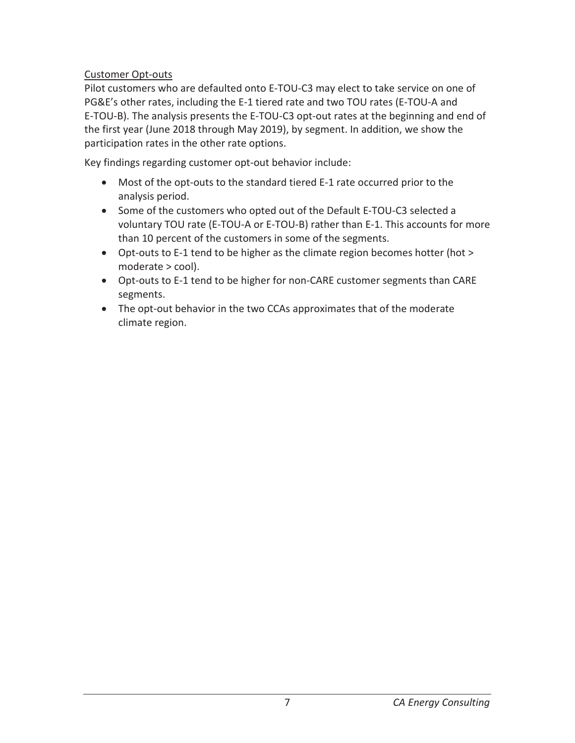Customer Opt-outs

Pilot customers who are defaulted onto E-TOU-C3 may elect to take service on one of PG&E's other rates, including the E-1 tiered rate and two TOU rates (E-TOU-A and E-TOU-B). The analysis presents the E-TOU-C3 opt-out rates at the beginning and end of the first year (June 2018 through May 2019), by segment. In addition, we show the participation rates in the other rate options.

Key findings regarding customer opt-out behavior include:

- Most of the opt-outs to the standard tiered E-1 rate occurred prior to the analysis period.
- Some of the customers who opted out of the Default E-TOU-C3 selected a voluntary TOU rate (E-TOU-A or E-TOU-B) rather than E-1. This accounts for more than 10 percent of the customers in some of the segments.
- Opt-outs to E-1 tend to be higher as the climate region becomes hotter (hot > moderate > cool).
- Opt-outs to E-1 tend to be higher for non-CARE customer segments than CARE segments.
- The opt-out behavior in the two CCAs approximates that of the moderate climate region.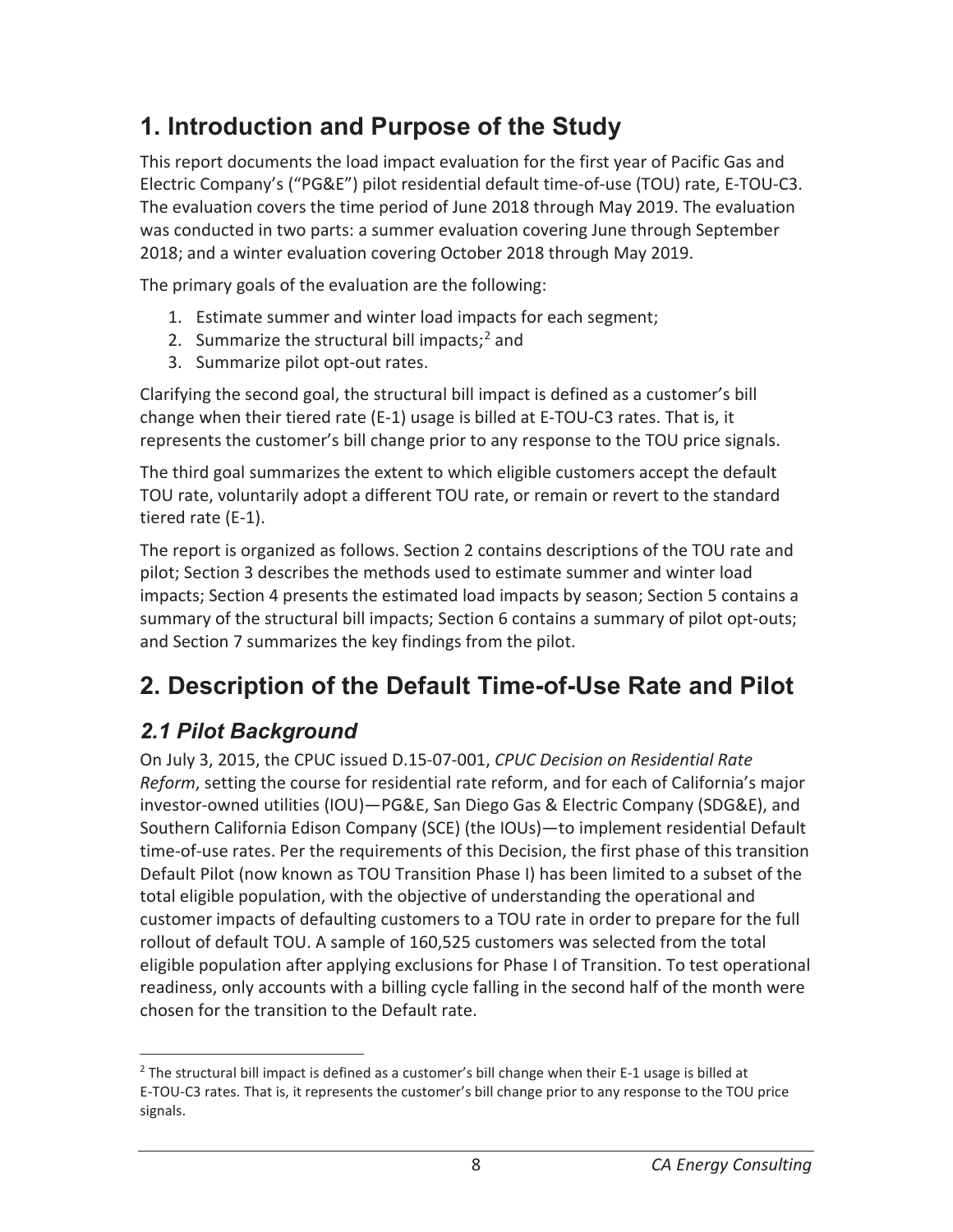# 1. Introduction and Purpose of the Study

This report documents the load impact evaluation for the first year of Pacific Gas and Electric Company's ("PG&E") pilot residential default time-of-use (TOU) rate, E-TOU-C3. The evaluation covers the time period of June 2018 through May 2019. The evaluation was conducted in two parts: a summer evaluation covering June through September 2018; and a winter evaluation covering October 2018 through May 2019.

The primary goals of the evaluation are the following:

1. Estimate summer and winter load impacts for each segment;
2. Summarize the structural bill impacts;[2] and
3. Summarize pilot opt-out rates.

Clarifying the second goal, the structural bill impact is defined as a customer's bill change when their tiered rate (E-1) usage is billed at E-TOU-C3 rates. That is, it represents the customer's bill change prior to any response to the TOU price signals.

The third goal summarizes the extent to which eligible customers accept the default TOU rate, voluntarily adopt a different TOU rate, or remain or revert to the standard tiered rate (E-1).

The report is organized as follows. Section 2 contains descriptions of the TOU rate and pilot; Section 3 describes the methods used to estimate summer and winter load impacts; Section 4 presents the estimated load impacts by season; Section 5 contains a summary of the structural bill impacts; Section 6 contains a summary of pilot opt-outs; and Section 7 summarizes the key findings from the pilot.

# 2. Description of the Default Time-of-Use Rate and Pilot

## *2.1 Pilot Background*

On July 3, 2015, the CPUC issued D.15-07-001, *CPUC Decision on Residential Rate Reform*, setting the course for residential rate reform, and for each of California's major investor-owned utilities (IOU)—PG&E, San Diego Gas & Electric Company (SDG&E), and Southern California Edison Company (SCE) (the IOUs)—to implement residential Default time-of-use rates. Per the requirements of this Decision, the first phase of this transition Default Pilot (now known as TOU Transition Phase I) has been limited to a subset of the total eligible population, with the objective of understanding the operational and customer impacts of defaulting customers to a TOU rate in order to prepare for the full rollout of default TOU. A sample of 160,525 customers was selected from the total eligible population after applying exclusions for Phase I of Transition. To test operational readiness, only accounts with a billing cycle falling in the second half of the month were chosen for the transition to the Default rate.

[2] The structural bill impact is defined as a customer's bill change when their E-1 usage is billed at E-TOU-C3 rates. That is, it represents the customer's bill change prior to any response to the TOU price signals.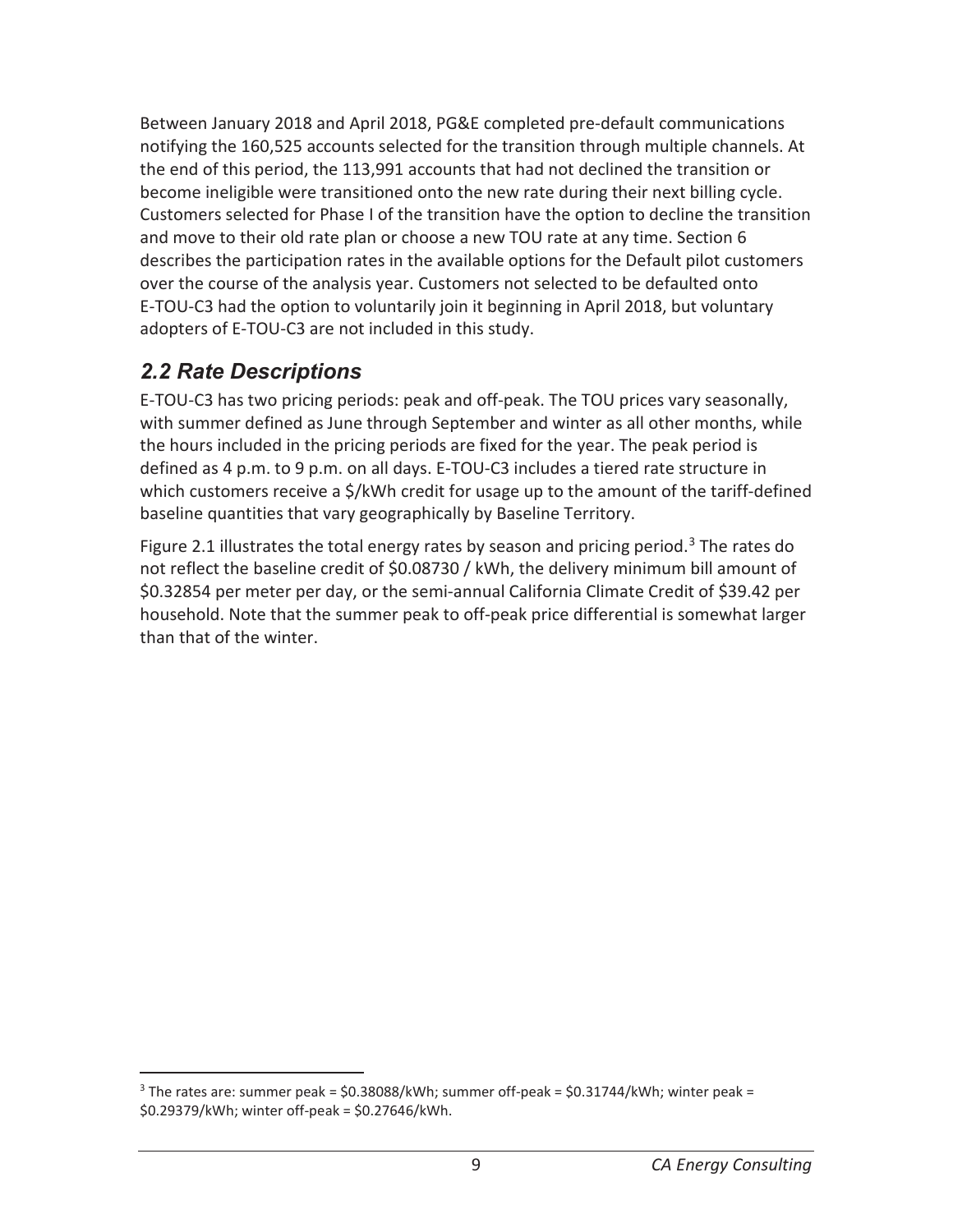Between January 2018 and April 2018, PG&E completed pre-default communications notifying the 160,525 accounts selected for the transition through multiple channels. At the end of this period, the 113,991 accounts that had not declined the transition or become ineligible were transitioned onto the new rate during their next billing cycle. Customers selected for Phase I of the transition have the option to decline the transition and move to their old rate plan or choose a new TOU rate at any time. Section 6 describes the participation rates in the available options for the Default pilot customers over the course of the analysis year. Customers not selected to be defaulted onto E-TOU-C3 had the option to voluntarily join it beginning in April 2018, but voluntary adopters of E-TOU-C3 are not included in this study.

## *2.2 Rate Descriptions*

E-TOU-C3 has two pricing periods: peak and off-peak. The TOU prices vary seasonally, with summer defined as June through September and winter as all other months, while the hours included in the pricing periods are fixed for the year. The peak period is defined as 4 p.m. to 9 p.m. on all days. E-TOU-C3 includes a tiered rate structure in which customers receive a $/kWh credit for usage up to the amount of the tariff-defined baseline quantities that vary geographically by Baseline Territory.

Figure 2.1 illustrates the total energy rates by season and pricing period.[3] The rates do not reflect the baseline credit of $0.08730 / kWh, the delivery minimum bill amount of $0.32854 per meter per day, or the semi-annual California Climate Credit of $39.42 per household. Note that the summer peak to off-peak price differential is somewhat larger than that of the winter.

---

[3] The rates are: summer peak = $0.38088/kWh; summer off-peak = $0.31744/kWh; winter peak = $0.29379/kWh; winter off-peak = $0.27646/kWh.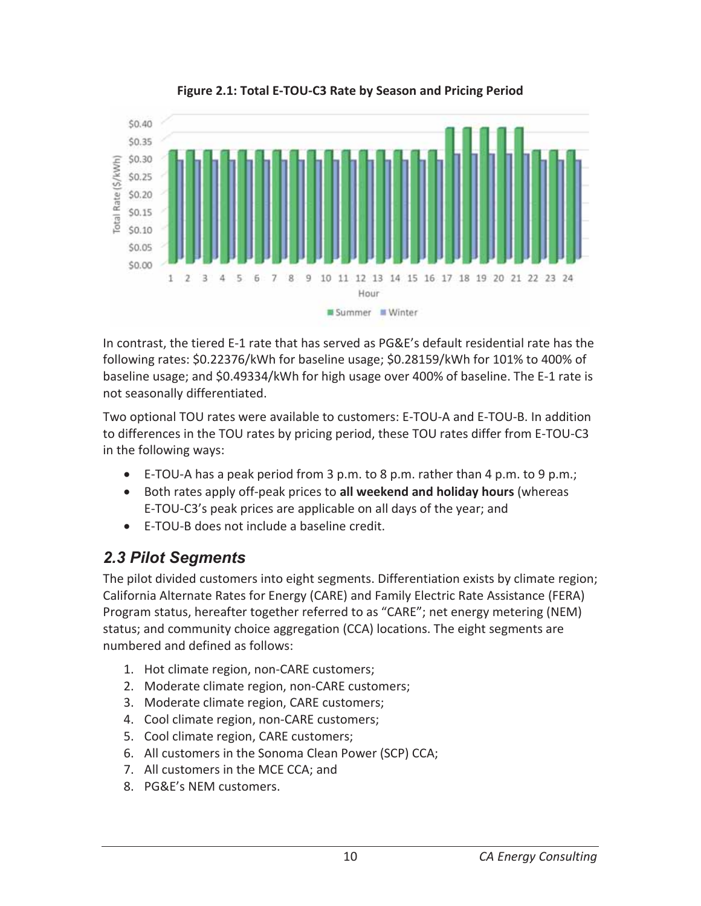**Figure 2.1: Total E-TOU-C3 Rate by Season and Pricing Period**

In contrast, the tiered E-1 rate that has served as PG&E's default residential rate has the following rates: $0.22376/kWh for baseline usage; $0.28159/kWh for 101% to 400% of baseline usage; and $0.49334/kWh for high usage over 400% of baseline. The E-1 rate is not seasonally differentiated.

Two optional TOU rates were available to customers: E-TOU-A and E-TOU-B. In addition to differences in the TOU rates by pricing period, these TOU rates differ from E-TOU-C3 in the following ways:

- E-TOU-A has a peak period from 3 p.m. to 8 p.m. rather than 4 p.m. to 9 p.m.;
- Both rates apply off-peak prices to **all weekend and holiday hours** (whereas E-TOU-C3's peak prices are applicable on all days of the year; and
- E-TOU-B does not include a baseline credit.

## *2.3 Pilot Segments*

The pilot divided customers into eight segments. Differentiation exists by climate region; California Alternate Rates for Energy (CARE) and Family Electric Rate Assistance (FERA) Program status, hereafter together referred to as "CARE"; net energy metering (NEM) status; and community choice aggregation (CCA) locations. The eight segments are numbered and defined as follows:

1. Hot climate region, non-CARE customers;
2. Moderate climate region, non-CARE customers;
3. Moderate climate region, CARE customers;
4. Cool climate region, non-CARE customers;
5. Cool climate region, CARE customers;
6. All customers in the Sonoma Clean Power (SCP) CCA;
7. All customers in the MCE CCA; and
8. PG&E's NEM customers.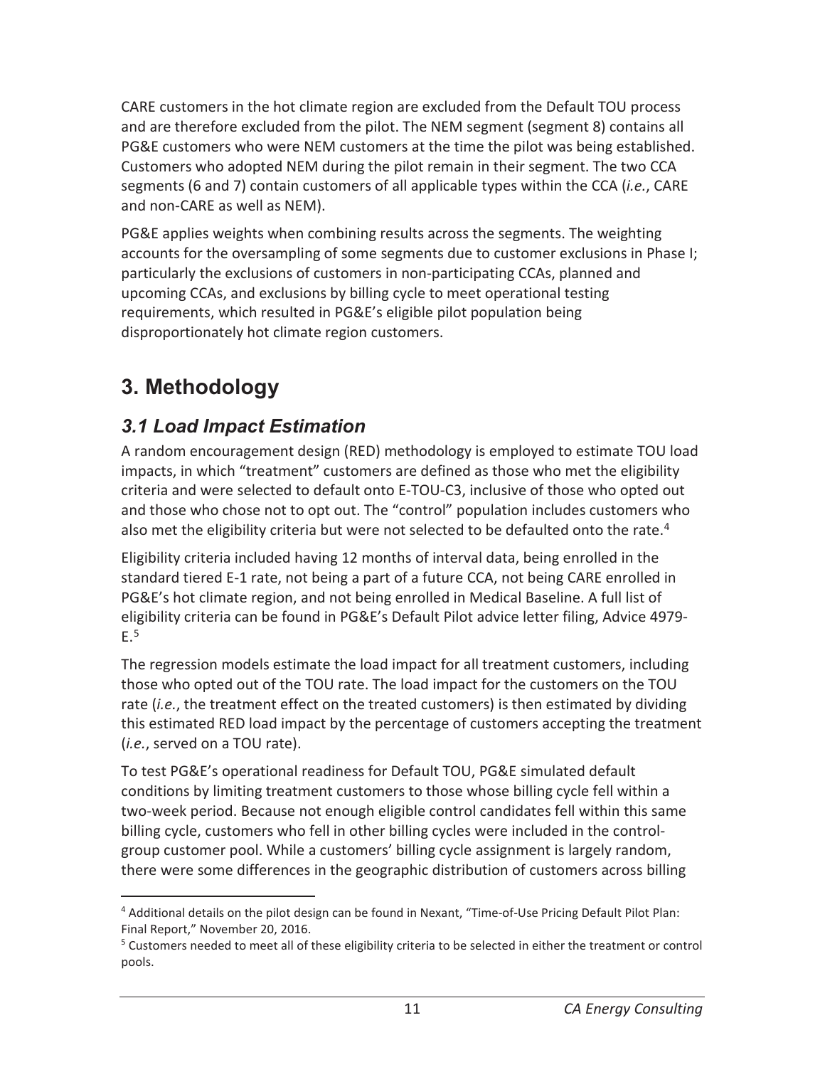CARE customers in the hot climate region are excluded from the Default TOU process and are therefore excluded from the pilot. The NEM segment (segment 8) contains all PG&E customers who were NEM customers at the time the pilot was being established. Customers who adopted NEM during the pilot remain in their segment. The two CCA segments (6 and 7) contain customers of all applicable types within the CCA (*i.e.*, CARE and non-CARE as well as NEM).

PG&E applies weights when combining results across the segments. The weighting accounts for the oversampling of some segments due to customer exclusions in Phase I; particularly the exclusions of customers in non-participating CCAs, planned and upcoming CCAs, and exclusions by billing cycle to meet operational testing requirements, which resulted in PG&E's eligible pilot population being disproportionately hot climate region customers.

# 3. Methodology

## *3.1 Load Impact Estimation*

A random encouragement design (RED) methodology is employed to estimate TOU load impacts, in which "treatment" customers are defined as those who met the eligibility criteria and were selected to default onto E-TOU-C3, inclusive of those who opted out and those who chose not to opt out. The "control" population includes customers who also met the eligibility criteria but were not selected to be defaulted onto the rate.[4]

Eligibility criteria included having 12 months of interval data, being enrolled in the standard tiered E-1 rate, not being a part of a future CCA, not being CARE enrolled in PG&E's hot climate region, and not being enrolled in Medical Baseline. A full list of eligibility criteria can be found in PG&E's Default Pilot advice letter filing, Advice 4979-E.[5]

The regression models estimate the load impact for all treatment customers, including those who opted out of the TOU rate. The load impact for the customers on the TOU rate (*i.e.*, the treatment effect on the treated customers) is then estimated by dividing this estimated RED load impact by the percentage of customers accepting the treatment (*i.e.*, served on a TOU rate).

To test PG&E's operational readiness for Default TOU, PG&E simulated default conditions by limiting treatment customers to those whose billing cycle fell within a two-week period. Because not enough eligible control candidates fell within this same billing cycle, customers who fell in other billing cycles were included in the control-group customer pool. While a customers' billing cycle assignment is largely random, there were some differences in the geographic distribution of customers across billing

---

[4] Additional details on the pilot design can be found in Nexant, "Time-of-Use Pricing Default Pilot Plan: Final Report," November 20, 2016.

[5] Customers needed to meet all of these eligibility criteria to be selected in either the treatment or control pools.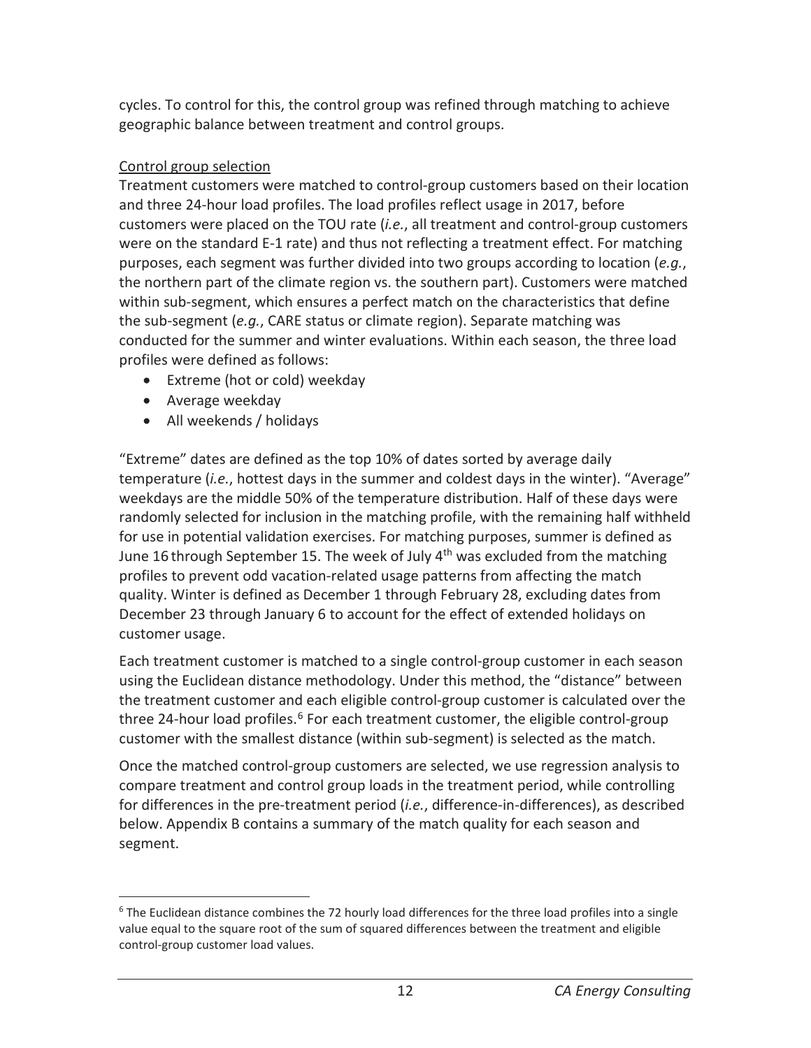cycles. To control for this, the control group was refined through matching to achieve geographic balance between treatment and control groups.

Control group selection

Treatment customers were matched to control-group customers based on their location and three 24-hour load profiles. The load profiles reflect usage in 2017, before customers were placed on the TOU rate (*i.e.*, all treatment and control-group customers were on the standard E-1 rate) and thus not reflecting a treatment effect. For matching purposes, each segment was further divided into two groups according to location (*e.g.*, the northern part of the climate region vs. the southern part). Customers were matched within sub-segment, which ensures a perfect match on the characteristics that define the sub-segment (*e.g.*, CARE status or climate region). Separate matching was conducted for the summer and winter evaluations. Within each season, the three load profiles were defined as follows:

- Extreme (hot or cold) weekday
- Average weekday
- All weekends / holidays

"Extreme" dates are defined as the top 10% of dates sorted by average daily temperature (*i.e.*, hottest days in the summer and coldest days in the winter). "Average" weekdays are the middle 50% of the temperature distribution. Half of these days were randomly selected for inclusion in the matching profile, with the remaining half withheld for use in potential validation exercises. For matching purposes, summer is defined as June 16 through September 15. The week of July 4th was excluded from the matching profiles to prevent odd vacation-related usage patterns from affecting the match quality. Winter is defined as December 1 through February 28, excluding dates from December 23 through January 6 to account for the effect of extended holidays on customer usage.

Each treatment customer is matched to a single control-group customer in each season using the Euclidean distance methodology. Under this method, the "distance" between the treatment customer and each eligible control-group customer is calculated over the three 24-hour load profiles.[6] For each treatment customer, the eligible control-group customer with the smallest distance (within sub-segment) is selected as the match.

Once the matched control-group customers are selected, we use regression analysis to compare treatment and control group loads in the treatment period, while controlling for differences in the pre-treatment period (*i.e.*, difference-in-differences), as described below. Appendix B contains a summary of the match quality for each season and segment.

[6] The Euclidean distance combines the 72 hourly load differences for the three load profiles into a single value equal to the square root of the sum of squared differences between the treatment and eligible control-group customer load values.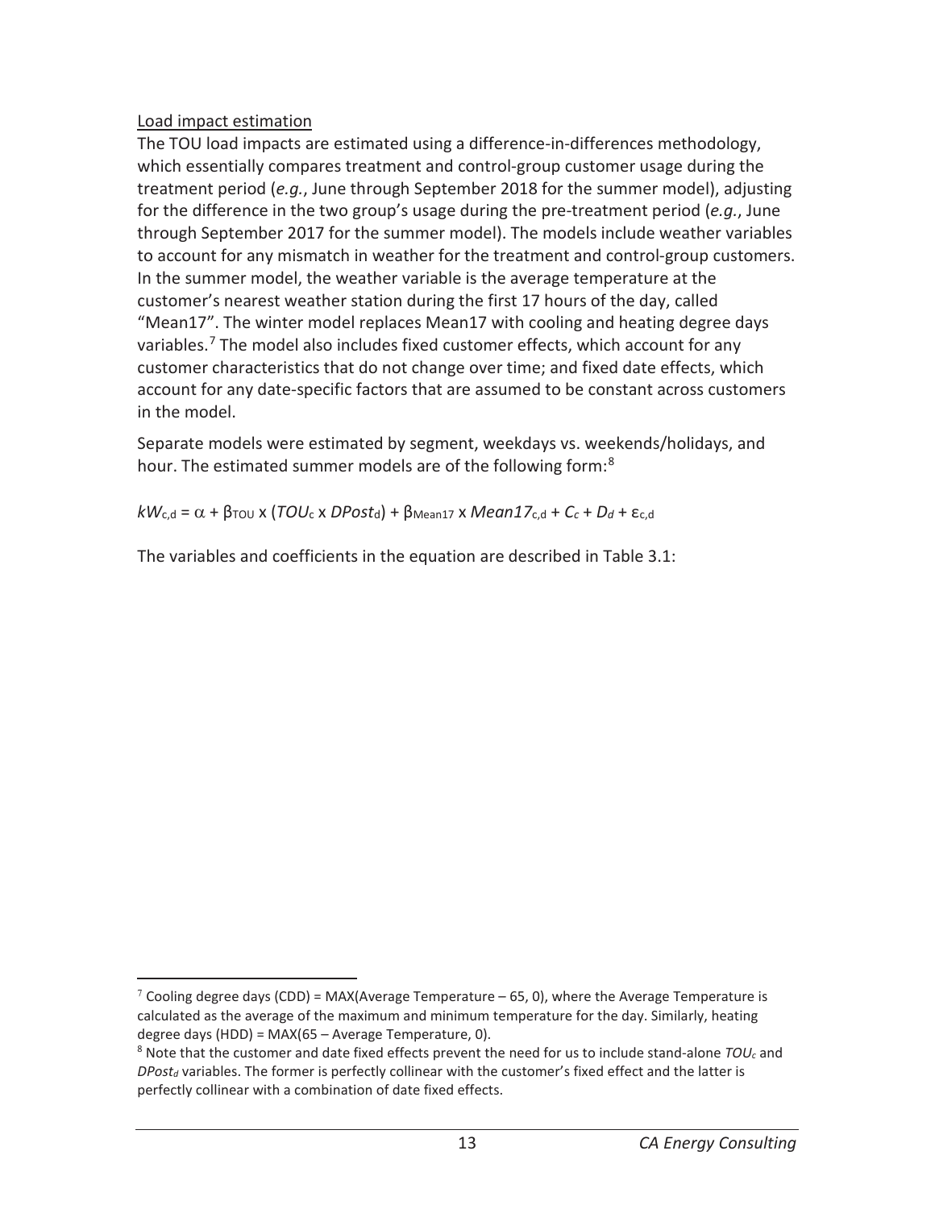Load impact estimation

The TOU load impacts are estimated using a difference-in-differences methodology, which essentially compares treatment and control-group customer usage during the treatment period (*e.g.*, June through September 2018 for the summer model), adjusting for the difference in the two group's usage during the pre-treatment period (*e.g.*, June through September 2017 for the summer model). The models include weather variables to account for any mismatch in weather for the treatment and control-group customers. In the summer model, the weather variable is the average temperature at the customer's nearest weather station during the first 17 hours of the day, called "Mean17". The winter model replaces Mean17 with cooling and heating degree days variables.[7] The model also includes fixed customer effects, which account for any customer characteristics that do not change over time; and fixed date effects, which account for any date-specific factors that are assumed to be constant across customers in the model.

Separate models were estimated by segment, weekdays vs. weekends/holidays, and hour. The estimated summer models are of the following form:[8]

$$kW_{c,d} = \alpha + \beta_{TOU} \times (TOU_c \times DPost_d) + \beta_{Mean17} \times Mean17_{c,d} + C_c + D_d + \varepsilon_{c,d}$$

The variables and coefficients in the equation are described in Table 3.1:

---

[7] Cooling degree days (CDD) = MAX(Average Temperature – 65, 0), where the Average Temperature is calculated as the average of the maximum and minimum temperature for the day. Similarly, heating degree days (HDD) = MAX(65 – Average Temperature, 0).

[8] Note that the customer and date fixed effects prevent the need for us to include stand-alone $TOU_c$ and $DPost_d$ variables. The former is perfectly collinear with the customer's fixed effect and the latter is perfectly collinear with a combination of date fixed effects.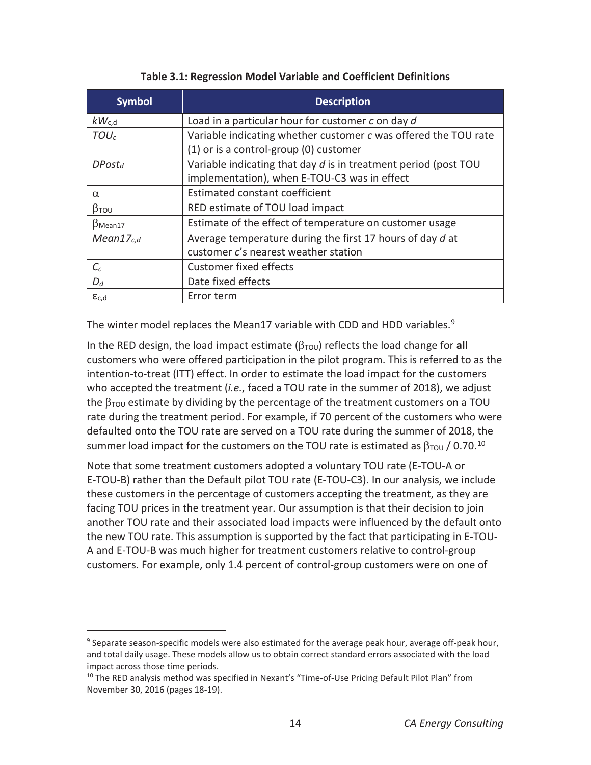**Table 3.1: Regression Model Variable and Coefficient Definitions**

| Symbol | Description |
|---|---|
| $kW_{c,d}$ | Load in a particular hour for customer *c* on day *d* |
| $TOU_c$ | Variable indicating whether customer *c* was offered the TOU rate (1) or is a control-group (0) customer |
| $DPost_d$ | Variable indicating that day *d* is in treatment period (post TOU implementation), when E-TOU-C3 was in effect |
| $\alpha$ | Estimated constant coefficient |
| $\beta_{TOU}$ | RED estimate of TOU load impact |
| $\beta_{Mean17}$ | Estimate of the effect of temperature on customer usage |
| $Mean17_{c,d}$ | Average temperature during the first 17 hours of day *d* at customer *c*'s nearest weather station |
| $C_c$ | Customer fixed effects |
| $D_d$ | Date fixed effects |
| $\varepsilon_{c,d}$ | Error term |

The winter model replaces the Mean17 variable with CDD and HDD variables.[9]

In the RED design, the load impact estimate ($\beta_{TOU}$) reflects the load change for **all** customers who were offered participation in the pilot program. This is referred to as the intention-to-treat (ITT) effect. In order to estimate the load impact for the customers who accepted the treatment (*i.e.*, faced a TOU rate in the summer of 2018), we adjust the $\beta_{TOU}$ estimate by dividing by the percentage of the treatment customers on a TOU rate during the treatment period. For example, if 70 percent of the customers who were defaulted onto the TOU rate are served on a TOU rate during the summer of 2018, the summer load impact for the customers on the TOU rate is estimated as $\beta_{TOU}$ / 0.70.[10]

Note that some treatment customers adopted a voluntary TOU rate (E-TOU-A or E-TOU-B) rather than the Default pilot TOU rate (E-TOU-C3). In our analysis, we include these customers in the percentage of customers accepting the treatment, as they are facing TOU prices in the treatment year. Our assumption is that their decision to join another TOU rate and their associated load impacts were influenced by the default onto the new TOU rate. This assumption is supported by the fact that participating in E-TOU-A and E-TOU-B was much higher for treatment customers relative to control-group customers. For example, only 1.4 percent of control-group customers were on one of

---

[9] Separate season-specific models were also estimated for the average peak hour, average off-peak hour, and total daily usage. These models allow us to obtain correct standard errors associated with the load impact across those time periods.

[10] The RED analysis method was specified in Nexant's "Time-of-Use Pricing Default Pilot Plan" from November 30, 2016 (pages 18-19).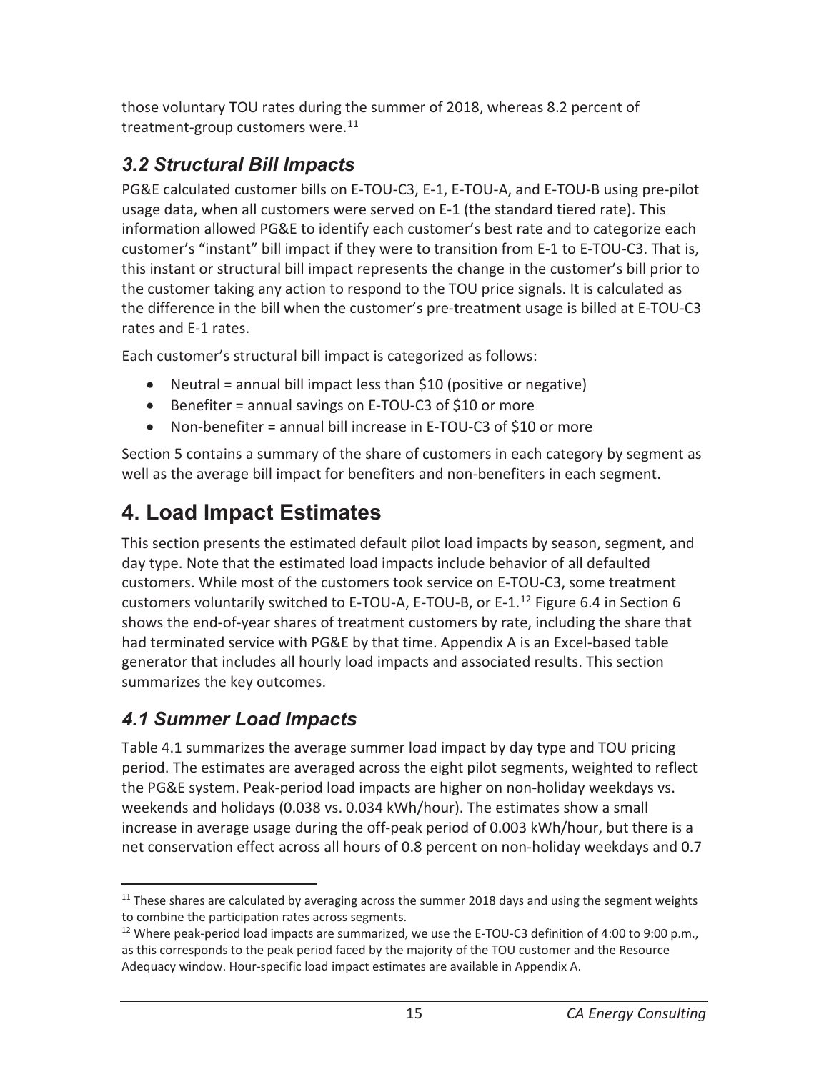those voluntary TOU rates during the summer of 2018, whereas 8.2 percent of treatment-group customers were.[11]

### *3.2 Structural Bill Impacts*

PG&E calculated customer bills on E-TOU-C3, E-1, E-TOU-A, and E-TOU-B using pre-pilot usage data, when all customers were served on E-1 (the standard tiered rate). This information allowed PG&E to identify each customer's best rate and to categorize each customer's "instant" bill impact if they were to transition from E-1 to E-TOU-C3. That is, this instant or structural bill impact represents the change in the customer's bill prior to the customer taking any action to respond to the TOU price signals. It is calculated as the difference in the bill when the customer's pre-treatment usage is billed at E-TOU-C3 rates and E-1 rates.

Each customer's structural bill impact is categorized as follows:

- Neutral = annual bill impact less than $10 (positive or negative)
- Benefiter = annual savings on E-TOU-C3 of $10 or more
- Non-benefiter = annual bill increase in E-TOU-C3 of $10 or more

Section 5 contains a summary of the share of customers in each category by segment as well as the average bill impact for benefiters and non-benefiters in each segment.

## 4. Load Impact Estimates

This section presents the estimated default pilot load impacts by season, segment, and day type. Note that the estimated load impacts include behavior of all defaulted customers. While most of the customers took service on E-TOU-C3, some treatment customers voluntarily switched to E-TOU-A, E-TOU-B, or E-1.[12] Figure 6.4 in Section 6 shows the end-of-year shares of treatment customers by rate, including the share that had terminated service with PG&E by that time. Appendix A is an Excel-based table generator that includes all hourly load impacts and associated results. This section summarizes the key outcomes.

### *4.1 Summer Load Impacts*

Table 4.1 summarizes the average summer load impact by day type and TOU pricing period. The estimates are averaged across the eight pilot segments, weighted to reflect the PG&E system. Peak-period load impacts are higher on non-holiday weekdays vs. weekends and holidays (0.038 vs. 0.034 kWh/hour). The estimates show a small increase in average usage during the off-peak period of 0.003 kWh/hour, but there is a net conservation effect across all hours of 0.8 percent on non-holiday weekdays and 0.7

[11] These shares are calculated by averaging across the summer 2018 days and using the segment weights to combine the participation rates across segments.

[12] Where peak-period load impacts are summarized, we use the E-TOU-C3 definition of 4:00 to 9:00 p.m., as this corresponds to the peak period faced by the majority of the TOU customer and the Resource Adequacy window. Hour-specific load impact estimates are available in Appendix A.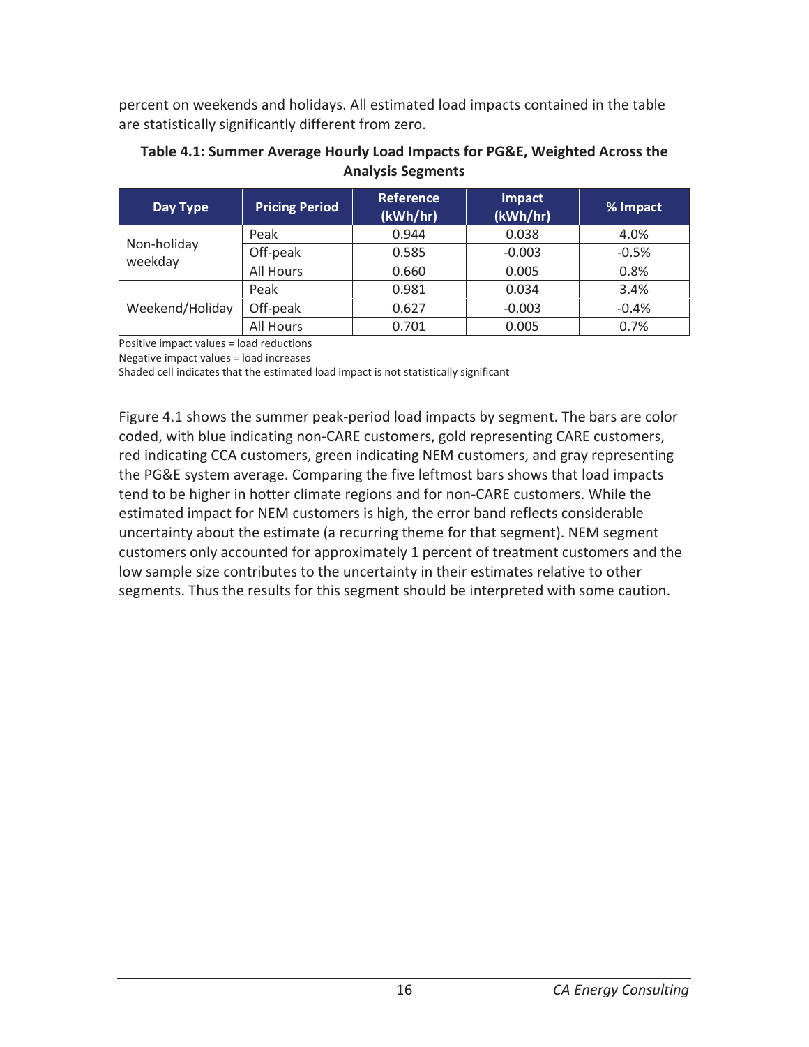percent on weekends and holidays. All estimated load impacts contained in the table are statistically significantly different from zero.

**Table 4.1: Summer Average Hourly Load Impacts for PG&E, Weighted Across the Analysis Segments**

| Day Type | Pricing Period | Reference (kWh/hr) | Impact (kWh/hr) | % Impact |
|---|---|---|---|---|
| Non-holiday weekday | Peak | 0.944 | 0.038 | 4.0% |
| | Off-peak | 0.585 | -0.003 | -0.5% |
| | All Hours | 0.660 | 0.005 | 0.8% |
| Weekend/Holiday | Peak | 0.981 | 0.034 | 3.4% |
| | Off-peak | 0.627 | -0.003 | -0.4% |
| | All Hours | 0.701 | 0.005 | 0.7% |

Positive impact values = load reductions
Negative impact values = load increases
Shaded cell indicates that the estimated load impact is not statistically significant

Figure 4.1 shows the summer peak-period load impacts by segment. The bars are color coded, with blue indicating non-CARE customers, gold representing CARE customers, red indicating CCA customers, green indicating NEM customers, and gray representing the PG&E system average. Comparing the five leftmost bars shows that load impacts tend to be higher in hotter climate regions and for non-CARE customers. While the estimated impact for NEM customers is high, the error band reflects considerable uncertainty about the estimate (a recurring theme for that segment). NEM segment customers only accounted for approximately 1 percent of treatment customers and the low sample size contributes to the uncertainty in their estimates relative to other segments. Thus the results for this segment should be interpreted with some caution.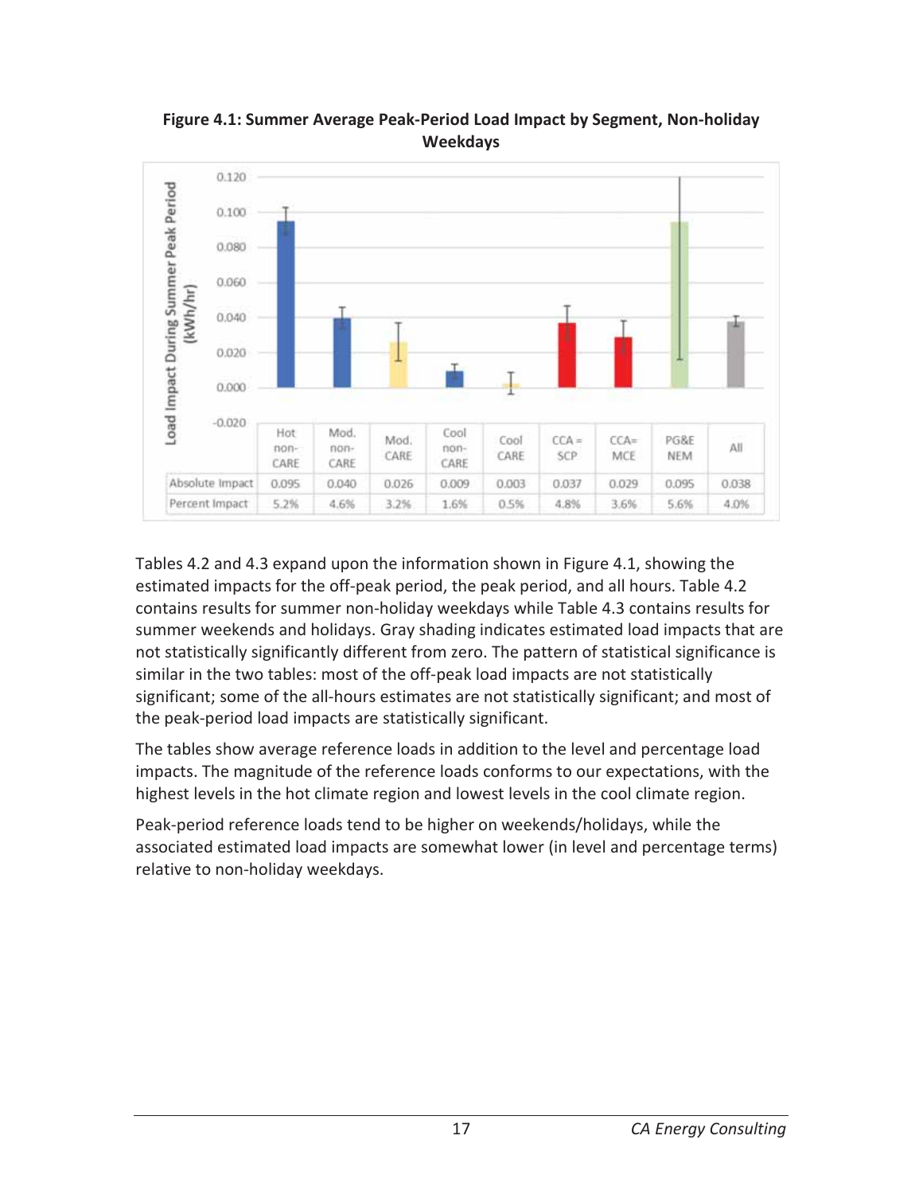**Figure 4.1: Summer Average Peak-Period Load Impact by Segment, Non-holiday Weekdays**

| | Hot non-CARE | Mod. non-CARE | Mod. CARE | Cool non-CARE | Cool CARE | CCA = SCP | CCA= MCE | PG&E NEM | All |
|---|---|---|---|---|---|---|---|---|---|
| Absolute Impact | 0.095 | 0.040 | 0.026 | 0.009 | 0.003 | 0.037 | 0.029 | 0.095 | 0.038 |
| Percent Impact | 5.2% | 4.6% | 3.2% | 1.6% | 0.5% | 4.8% | 3.6% | 5.6% | 4.0% |

Tables 4.2 and 4.3 expand upon the information shown in Figure 4.1, showing the estimated impacts for the off-peak period, the peak period, and all hours. Table 4.2 contains results for summer non-holiday weekdays while Table 4.3 contains results for summer weekends and holidays. Gray shading indicates estimated load impacts that are not statistically significantly different from zero. The pattern of statistical significance is similar in the two tables: most of the off-peak load impacts are not statistically significant; some of the all-hours estimates are not statistically significant; and most of the peak-period load impacts are statistically significant.

The tables show average reference loads in addition to the level and percentage load impacts. The magnitude of the reference loads conforms to our expectations, with the highest levels in the hot climate region and lowest levels in the cool climate region.

Peak-period reference loads tend to be higher on weekends/holidays, while the associated estimated load impacts are somewhat lower (in level and percentage terms) relative to non-holiday weekdays.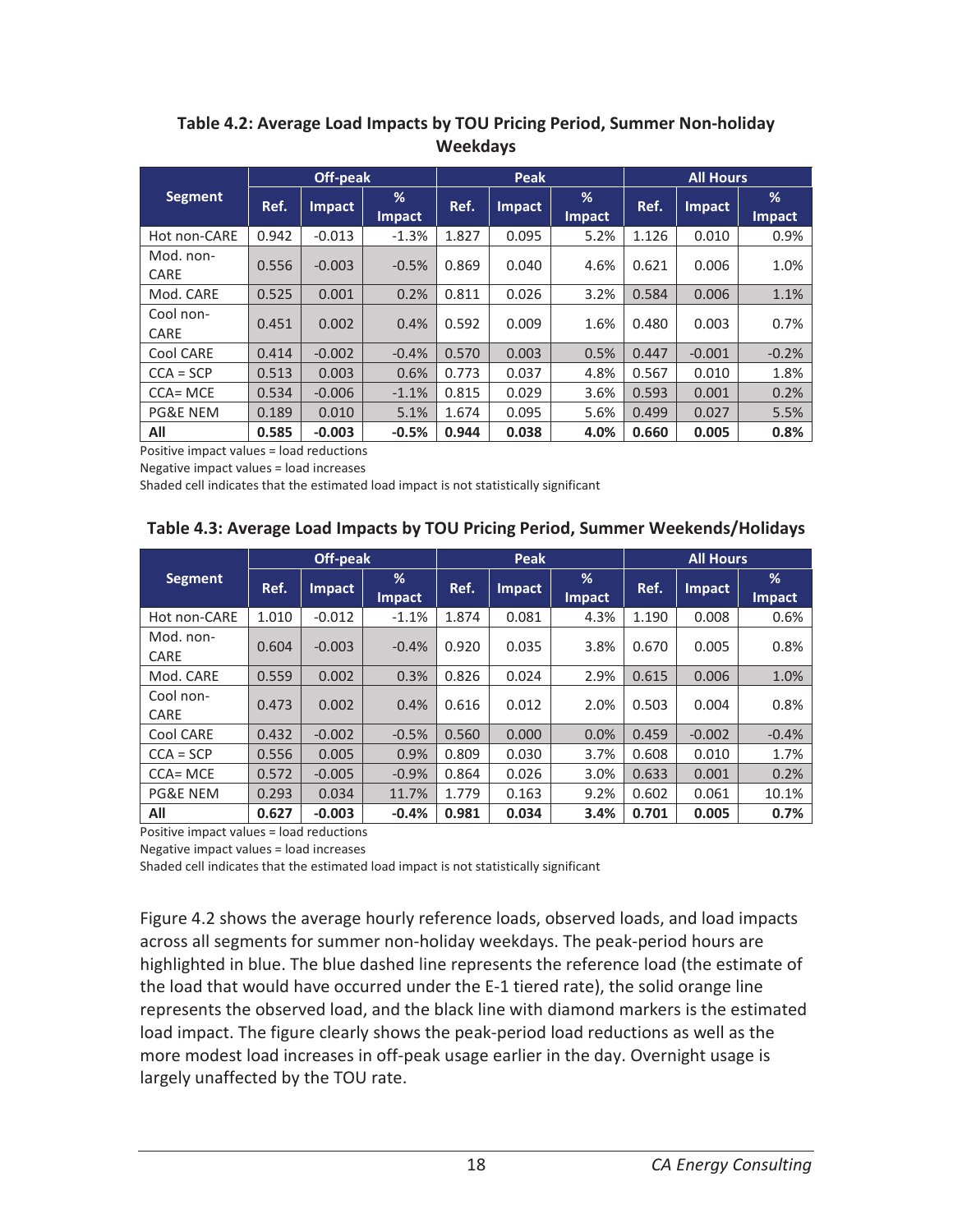**Table 4.2: Average Load Impacts by TOU Pricing Period, Summer Non-holiday Weekdays**

| Segment | Off-peak | | | Peak | | | All Hours | | |
|---|---|---|---|---|---|---|---|---|---|
| | Ref. | Impact | % Impact | Ref. | Impact | % Impact | Ref. | Impact | % Impact |
| Hot non-CARE | 0.942 | -0.013 | -1.3% | 1.827 | 0.095 | 5.2% | 1.126 | 0.010 | 0.9% |
| Mod. non-CARE | 0.556 | -0.003 | -0.5% | 0.869 | 0.040 | 4.6% | 0.621 | 0.006 | 1.0% |
| Mod. CARE | 0.525 | 0.001 | 0.2% | 0.811 | 0.026 | 3.2% | 0.584 | 0.006 | 1.1% |
| Cool non-CARE | 0.451 | 0.002 | 0.4% | 0.592 | 0.009 | 1.6% | 0.480 | 0.003 | 0.7% |
| Cool CARE | 0.414 | -0.002 | -0.4% | 0.570 | 0.003 | 0.5% | 0.447 | -0.001 | -0.2% |
| CCA = SCP | 0.513 | 0.003 | 0.6% | 0.773 | 0.037 | 4.8% | 0.567 | 0.010 | 1.8% |
| CCA= MCE | 0.534 | -0.006 | -1.1% | 0.815 | 0.029 | 3.6% | 0.593 | 0.001 | 0.2% |
| PG&E NEM | 0.189 | 0.010 | 5.1% | 1.674 | 0.095 | 5.6% | 0.499 | 0.027 | 5.5% |
| **All** | **0.585** | **-0.003** | **-0.5%** | **0.944** | **0.038** | **4.0%** | **0.660** | **0.005** | **0.8%** |

Positive impact values = load reductions

Negative impact values = load increases

Shaded cell indicates that the estimated load impact is not statistically significant

**Table 4.3: Average Load Impacts by TOU Pricing Period, Summer Weekends/Holidays**

| Segment | Off-peak | | | Peak | | | All Hours | | |
|---|---|---|---|---|---|---|---|---|---|
| | Ref. | Impact | % Impact | Ref. | Impact | % Impact | Ref. | Impact | % Impact |
| Hot non-CARE | 1.010 | -0.012 | -1.1% | 1.874 | 0.081 | 4.3% | 1.190 | 0.008 | 0.6% |
| Mod. non-CARE | 0.604 | -0.003 | -0.4% | 0.920 | 0.035 | 3.8% | 0.670 | 0.005 | 0.8% |
| Mod. CARE | 0.559 | 0.002 | 0.3% | 0.826 | 0.024 | 2.9% | 0.615 | 0.006 | 1.0% |
| Cool non-CARE | 0.473 | 0.002 | 0.4% | 0.616 | 0.012 | 2.0% | 0.503 | 0.004 | 0.8% |
| Cool CARE | 0.432 | -0.002 | -0.5% | 0.560 | 0.000 | 0.0% | 0.459 | -0.002 | -0.4% |
| CCA = SCP | 0.556 | 0.005 | 0.9% | 0.809 | 0.030 | 3.7% | 0.608 | 0.010 | 1.7% |
| CCA= MCE | 0.572 | -0.005 | -0.9% | 0.864 | 0.026 | 3.0% | 0.633 | 0.001 | 0.2% |
| PG&E NEM | 0.293 | 0.034 | 11.7% | 1.779 | 0.163 | 9.2% | 0.602 | 0.061 | 10.1% |
| **All** | **0.627** | **-0.003** | **-0.4%** | **0.981** | **0.034** | **3.4%** | **0.701** | **0.005** | **0.7%** |

Positive impact values = load reductions

Negative impact values = load increases

Shaded cell indicates that the estimated load impact is not statistically significant

Figure 4.2 shows the average hourly reference loads, observed loads, and load impacts across all segments for summer non-holiday weekdays. The peak-period hours are highlighted in blue. The blue dashed line represents the reference load (the estimate of the load that would have occurred under the E-1 tiered rate), the solid orange line represents the observed load, and the black line with diamond markers is the estimated load impact. The figure clearly shows the peak-period load reductions as well as the more modest load increases in off-peak usage earlier in the day. Overnight usage is largely unaffected by the TOU rate.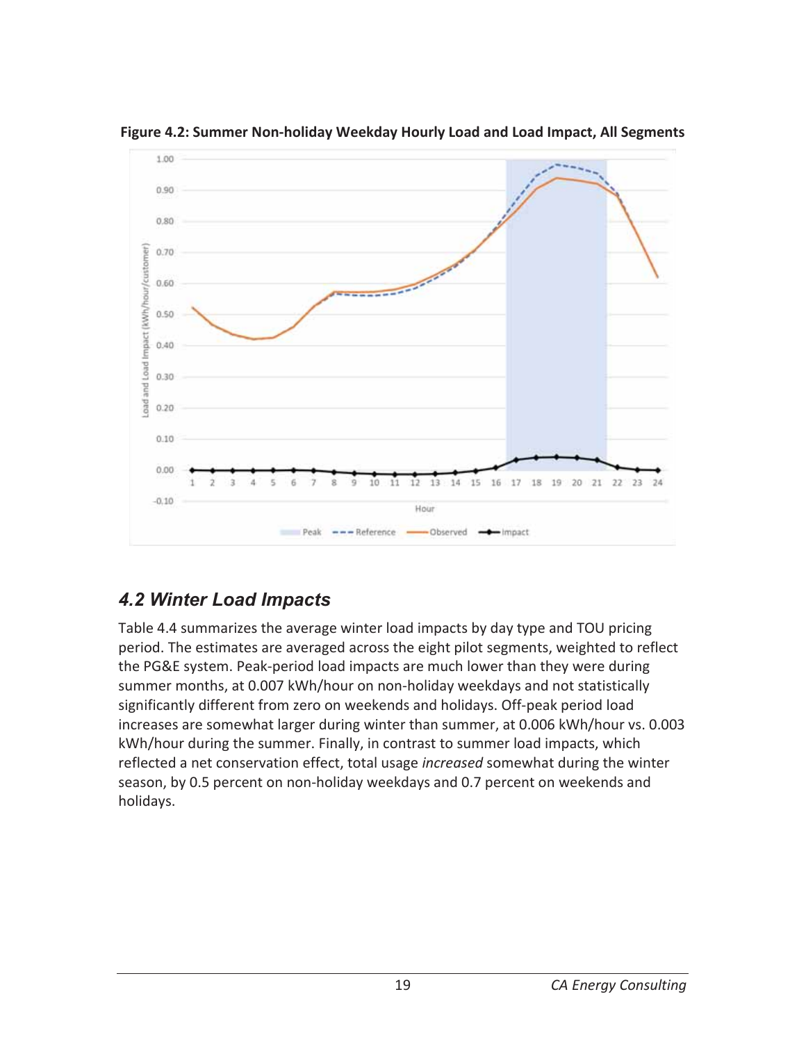**Figure 4.2: Summer Non-holiday Weekday Hourly Load and Load Impact, All Segments**

## 4.2 Winter Load Impacts

Table 4.4 summarizes the average winter load impacts by day type and TOU pricing period. The estimates are averaged across the eight pilot segments, weighted to reflect the PG&E system. Peak-period load impacts are much lower than they were during summer months, at 0.007 kWh/hour on non-holiday weekdays and not statistically significantly different from zero on weekends and holidays. Off-peak period load increases are somewhat larger during winter than summer, at 0.006 kWh/hour vs. 0.003 kWh/hour during the summer. Finally, in contrast to summer load impacts, which reflected a net conservation effect, total usage *increased* somewhat during the winter season, by 0.5 percent on non-holiday weekdays and 0.7 percent on weekends and holidays.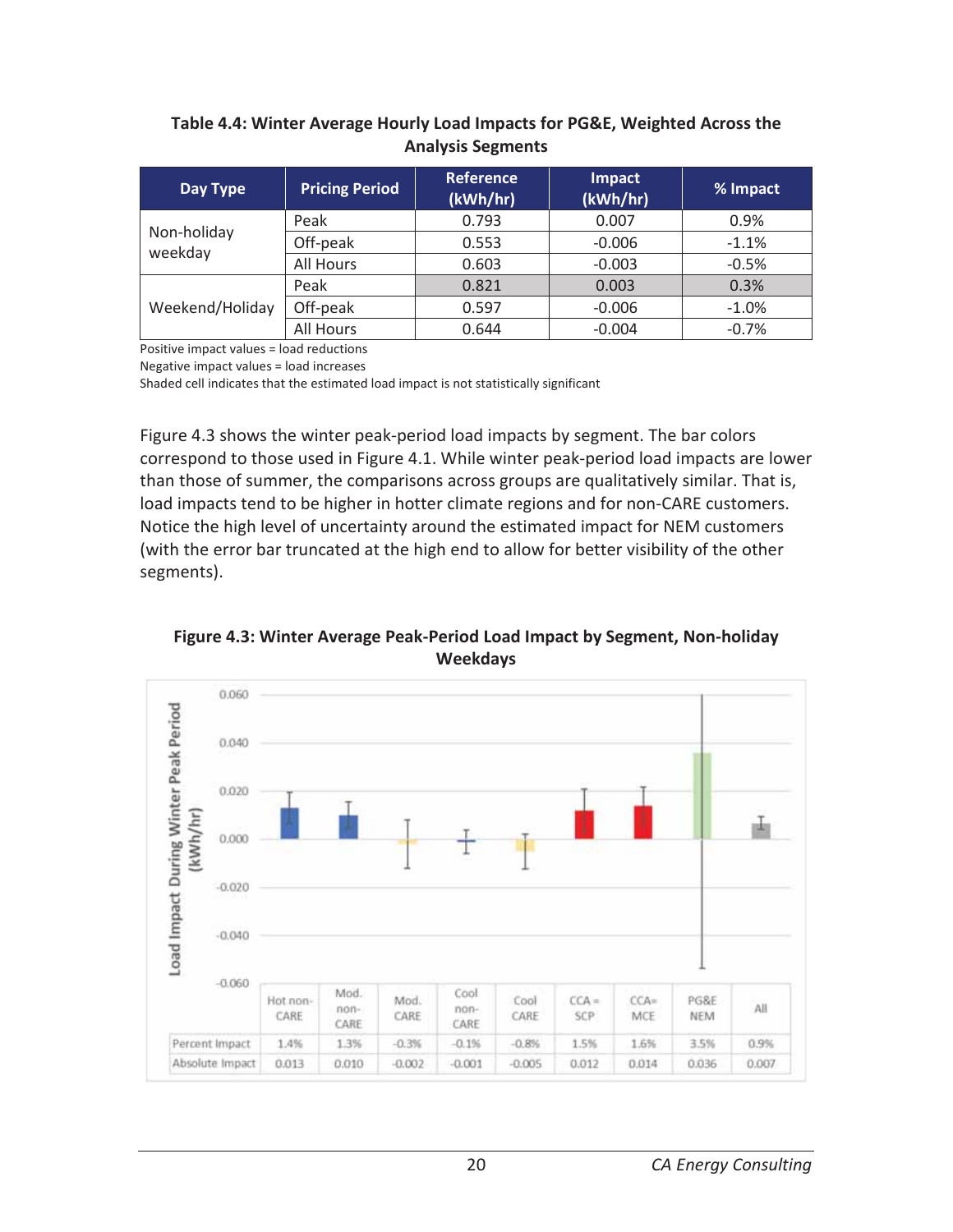**Table 4.4: Winter Average Hourly Load Impacts for PG&E, Weighted Across the Analysis Segments**

| Day Type | Pricing Period | Reference (kWh/hr) | Impact (kWh/hr) | % Impact |
|---|---|---|---|---|
| Non-holiday weekday | Peak | 0.793 | 0.007 | 0.9% |
| | Off-peak | 0.553 | -0.006 | -1.1% |
| | All Hours | 0.603 | -0.003 | -0.5% |
| Weekend/Holiday | Peak | 0.821 | 0.003 | 0.3% |
| | Off-peak | 0.597 | -0.006 | -1.0% |
| | All Hours | 0.644 | -0.004 | -0.7% |

Positive impact values = load reductions
Negative impact values = load increases
Shaded cell indicates that the estimated load impact is not statistically significant

Figure 4.3 shows the winter peak-period load impacts by segment. The bar colors correspond to those used in Figure 4.1. While winter peak-period load impacts are lower than those of summer, the comparisons across groups are qualitatively similar. That is, load impacts tend to be higher in hotter climate regions and for non-CARE customers. Notice the high level of uncertainty around the estimated impact for NEM customers (with the error bar truncated at the high end to allow for better visibility of the other segments).

**Figure 4.3: Winter Average Peak-Period Load Impact by Segment, Non-holiday Weekdays**

| | Hot non-CARE | Mod. non-CARE | Mod. CARE | Cool non-CARE | Cool CARE | CCA = SCP | CCA= MCE | PG&E NEM | All |
|---|---|---|---|---|---|---|---|---|---|
| Percent Impact | 1.4% | 1.3% | -0.3% | -0.1% | -0.8% | 1.5% | 1.6% | 3.5% | 0.9% |
| Absolute Impact | 0.013 | 0.010 | -0.002 | -0.001 | -0.005 | 0.012 | 0.014 | 0.036 | 0.007 |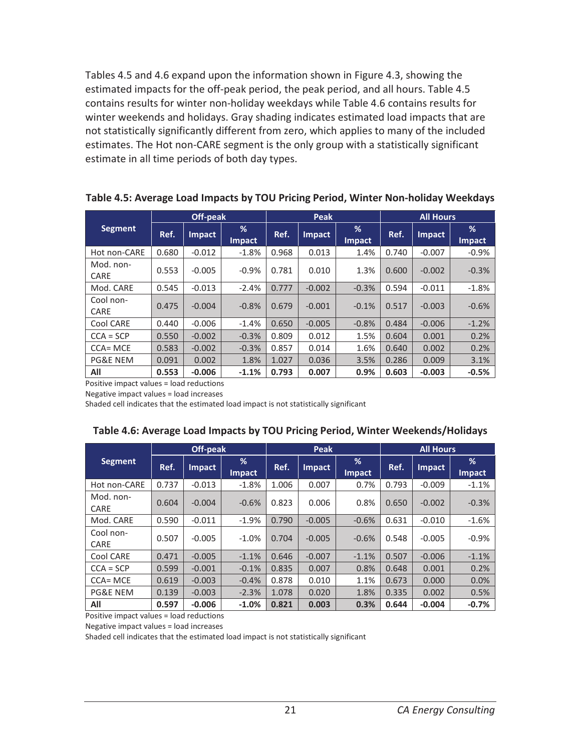Tables 4.5 and 4.6 expand upon the information shown in Figure 4.3, showing the estimated impacts for the off-peak period, the peak period, and all hours. Table 4.5 contains results for winter non-holiday weekdays while Table 4.6 contains results for winter weekends and holidays. Gray shading indicates estimated load impacts that are not statistically significantly different from zero, which applies to many of the included estimates. The Hot non-CARE segment is the only group with a statistically significant estimate in all time periods of both day types.

**Table 4.5: Average Load Impacts by TOU Pricing Period, Winter Non-holiday Weekdays**

| Segment | Off-peak | | | Peak | | | All Hours | | |
|---|---|---|---|---|---|---|---|---|---|
| | Ref. | Impact | % Impact | Ref. | Impact | % Impact | Ref. | Impact | % Impact |
| Hot non-CARE | 0.680 | -0.012 | -1.8% | 0.968 | 0.013 | 1.4% | 0.740 | -0.007 | -0.9% |
| Mod. non-CARE | 0.553 | -0.005 | -0.9% | 0.781 | 0.010 | 1.3% | 0.600 | -0.002 | -0.3% |
| Mod. CARE | 0.545 | -0.013 | -2.4% | 0.777 | -0.002 | -0.3% | 0.594 | -0.011 | -1.8% |
| Cool non-CARE | 0.475 | -0.004 | -0.8% | 0.679 | -0.001 | -0.1% | 0.517 | -0.003 | -0.6% |
| Cool CARE | 0.440 | -0.006 | -1.4% | 0.650 | -0.005 | -0.8% | 0.484 | -0.006 | -1.2% |
| CCA = SCP | 0.550 | -0.002 | -0.3% | 0.809 | 0.012 | 1.5% | 0.604 | 0.001 | 0.2% |
| CCA= MCE | 0.583 | -0.002 | -0.3% | 0.857 | 0.014 | 1.6% | 0.640 | 0.002 | 0.2% |
| PG&E NEM | 0.091 | 0.002 | 1.8% | 1.027 | 0.036 | 3.5% | 0.286 | 0.009 | 3.1% |
| **All** | **0.553** | **-0.006** | **-1.1%** | **0.793** | **0.007** | **0.9%** | **0.603** | **-0.003** | **-0.5%** |

Positive impact values = load reductions
Negative impact values = load increases
Shaded cell indicates that the estimated load impact is not statistically significant

**Table 4.6: Average Load Impacts by TOU Pricing Period, Winter Weekends/Holidays**

| Segment | Off-peak | | | Peak | | | All Hours | | |
|---|---|---|---|---|---|---|---|---|---|
| | Ref. | Impact | % Impact | Ref. | Impact | % Impact | Ref. | Impact | % Impact |
| Hot non-CARE | 0.737 | -0.013 | -1.8% | 1.006 | 0.007 | 0.7% | 0.793 | -0.009 | -1.1% |
| Mod. non-CARE | 0.604 | -0.004 | -0.6% | 0.823 | 0.006 | 0.8% | 0.650 | -0.002 | -0.3% |
| Mod. CARE | 0.590 | -0.011 | -1.9% | 0.790 | -0.005 | -0.6% | 0.631 | -0.010 | -1.6% |
| Cool non-CARE | 0.507 | -0.005 | -1.0% | 0.704 | -0.005 | -0.6% | 0.548 | -0.005 | -0.9% |
| Cool CARE | 0.471 | -0.005 | -1.1% | 0.646 | -0.007 | -1.1% | 0.507 | -0.006 | -1.1% |
| CCA = SCP | 0.599 | -0.001 | -0.1% | 0.835 | 0.007 | 0.8% | 0.648 | 0.001 | 0.2% |
| CCA= MCE | 0.619 | -0.003 | -0.4% | 0.878 | 0.010 | 1.1% | 0.673 | 0.000 | 0.0% |
| PG&E NEM | 0.139 | -0.003 | -2.3% | 1.078 | 0.020 | 1.8% | 0.335 | 0.002 | 0.5% |
| **All** | **0.597** | **-0.006** | **-1.0%** | **0.821** | **0.003** | **0.3%** | **0.644** | **-0.004** | **-0.7%** |

Positive impact values = load reductions
Negative impact values = load increases
Shaded cell indicates that the estimated load impact is not statistically significant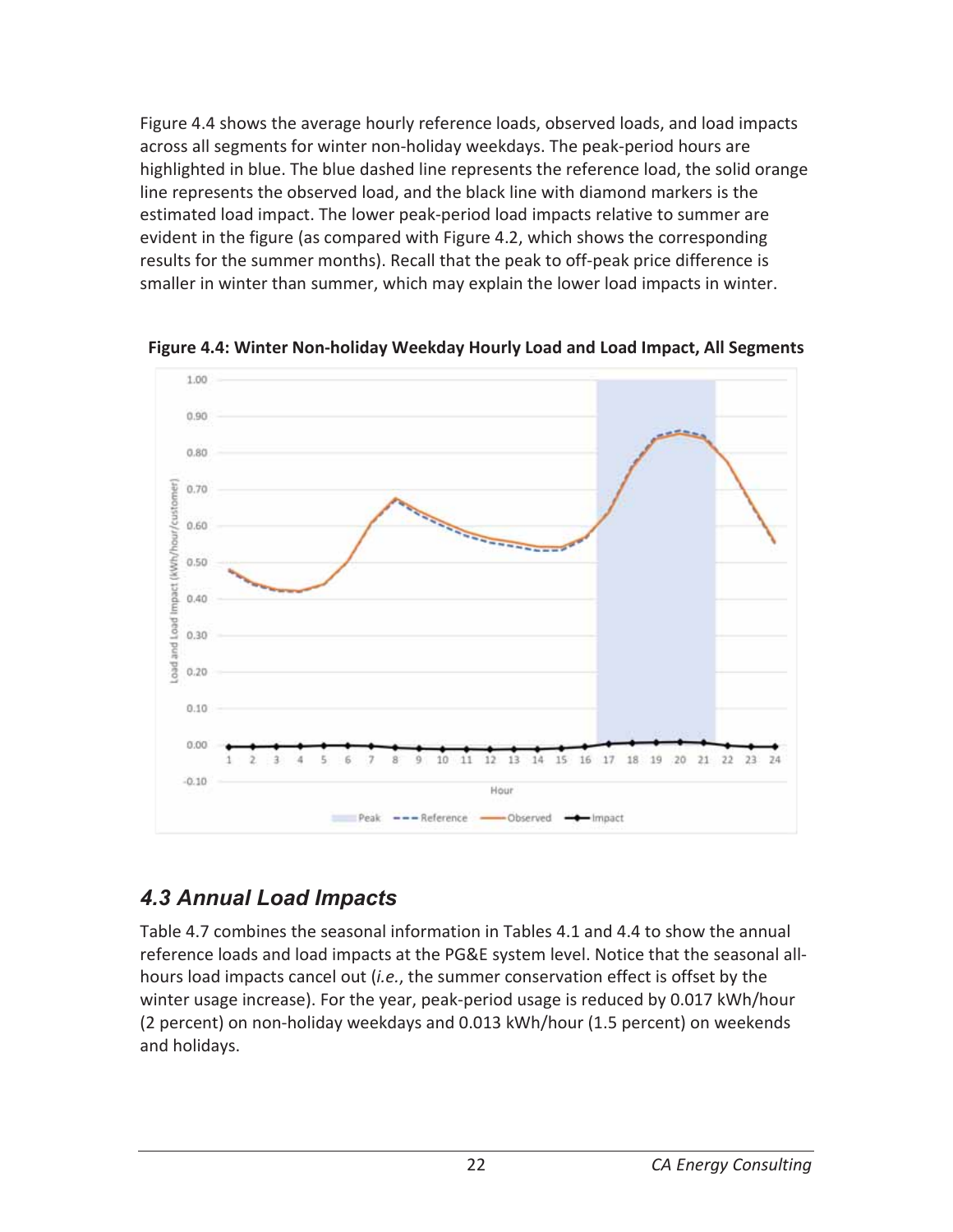Figure 4.4 shows the average hourly reference loads, observed loads, and load impacts across all segments for winter non-holiday weekdays. The peak-period hours are highlighted in blue. The blue dashed line represents the reference load, the solid orange line represents the observed load, and the black line with diamond markers is the estimated load impact. The lower peak-period load impacts relative to summer are evident in the figure (as compared with Figure 4.2, which shows the corresponding results for the summer months). Recall that the peak to off-peak price difference is smaller in winter than summer, which may explain the lower load impacts in winter.

**Figure 4.4: Winter Non-holiday Weekday Hourly Load and Load Impact, All Segments**

## *4.3 Annual Load Impacts*

Table 4.7 combines the seasonal information in Tables 4.1 and 4.4 to show the annual reference loads and load impacts at the PG&E system level. Notice that the seasonal all-hours load impacts cancel out (*i.e.*, the summer conservation effect is offset by the winter usage increase). For the year, peak-period usage is reduced by 0.017 kWh/hour (2 percent) on non-holiday weekdays and 0.013 kWh/hour (1.5 percent) on weekends and holidays.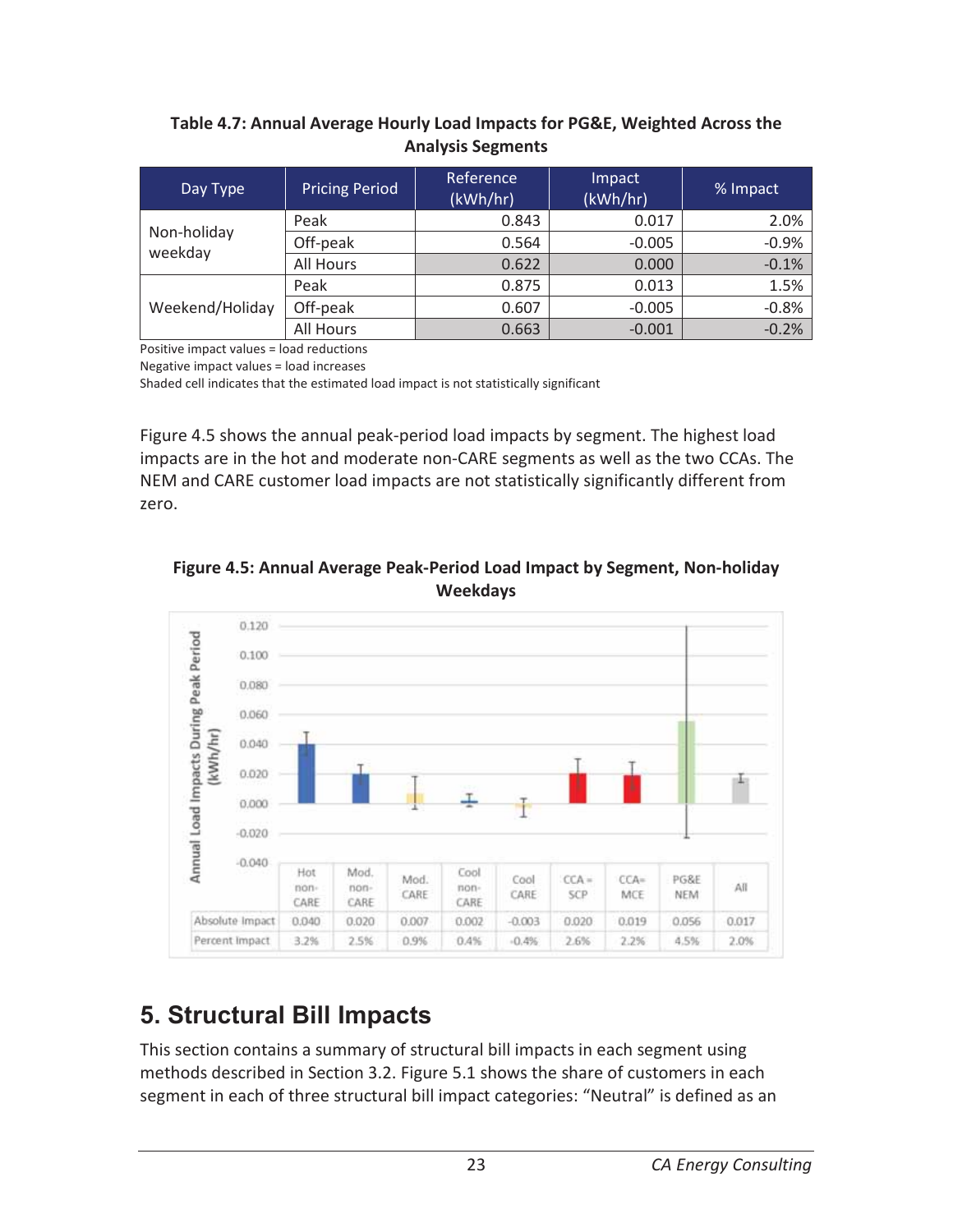**Table 4.7: Annual Average Hourly Load Impacts for PG&E, Weighted Across the Analysis Segments**

| Day Type | Pricing Period | Reference (kWh/hr) | Impact (kWh/hr) | % Impact |
|---|---|---|---|---|
| Non-holiday weekday | Peak | 0.843 | 0.017 | 2.0% |
| | Off-peak | 0.564 | -0.005 | -0.9% |
| | All Hours | 0.622 | 0.000 | -0.1% |
| Weekend/Holiday | Peak | 0.875 | 0.013 | 1.5% |
| | Off-peak | 0.607 | -0.005 | -0.8% |
| | All Hours | 0.663 | -0.001 | -0.2% |

Positive impact values = load reductions
Negative impact values = load increases
Shaded cell indicates that the estimated load impact is not statistically significant

Figure 4.5 shows the annual peak-period load impacts by segment. The highest load impacts are in the hot and moderate non-CARE segments as well as the two CCAs. The NEM and CARE customer load impacts are not statistically significantly different from zero.

**Figure 4.5: Annual Average Peak-Period Load Impact by Segment, Non-holiday Weekdays**

| | Hot non-CARE | Mod. non-CARE | Mod. CARE | Cool non-CARE | Cool CARE | CCA = SCP | CCA= MCE | PG&E NEM | All |
|---|---|---|---|---|---|---|---|---|---|
| Absolute Impact | 0.040 | 0.020 | 0.007 | 0.002 | -0.003 | 0.020 | 0.019 | 0.056 | 0.017 |
| Percent Impact | 3.2% | 2.5% | 0.9% | 0.4% | -0.4% | 2.6% | 2.2% | 4.5% | 2.0% |

# 5. Structural Bill Impacts

This section contains a summary of structural bill impacts in each segment using methods described in Section 3.2. Figure 5.1 shows the share of customers in each segment in each of three structural bill impact categories: "Neutral" is defined as an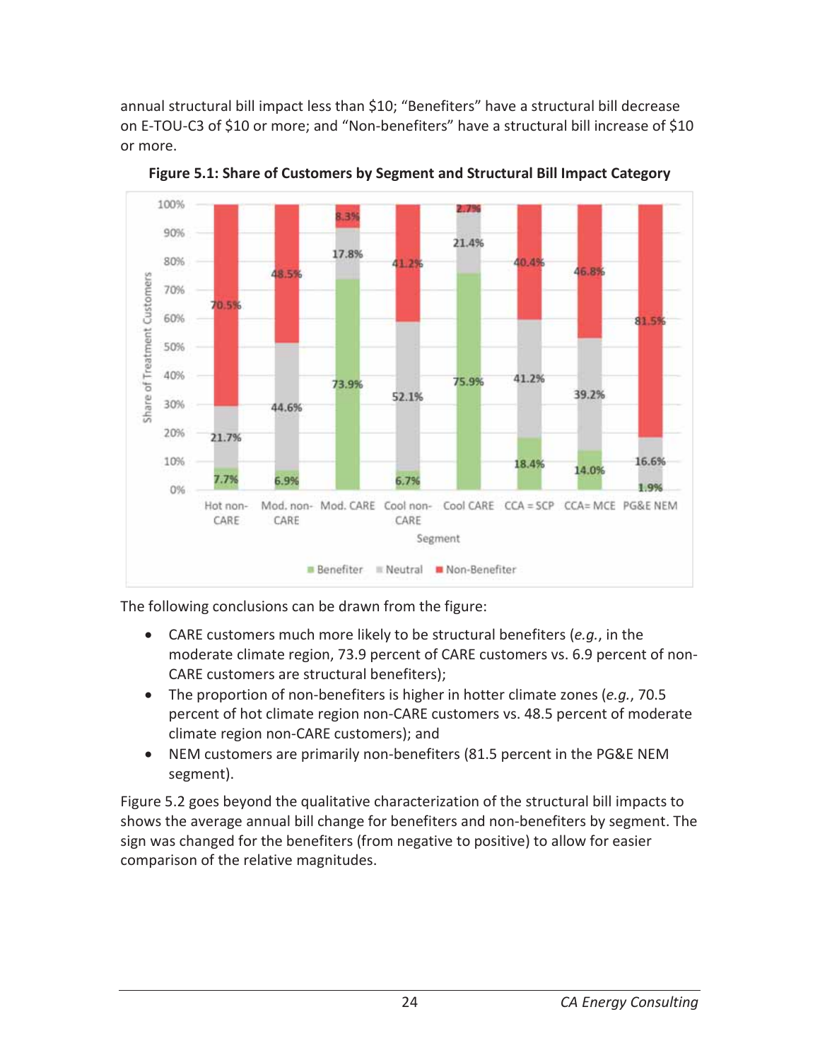annual structural bill impact less than $10; "Benefiters" have a structural bill decrease on E-TOU-C3 of $10 or more; and "Non-benefiters" have a structural bill increase of $10 or more.

**Figure 5.1: Share of Customers by Segment and Structural Bill Impact Category**

| Segment | Benefiter | Neutral | Non-Benefiter |
|---|---|---|---|
| Hot non-CARE | 7.7% | 21.7% | 70.5% |
| Mod. non-CARE | 6.9% | 44.6% | 48.5% |
| Mod. CARE | 73.9% | 17.8% | 8.3% |
| Cool non-CARE | 6.7% | 52.1% | 41.2% |
| Cool CARE | 75.9% | 21.4% | 2.7% |
| CCA = SCP | 18.4% | 41.2% | 40.4% |
| CCA= MCE | 14.0% | 39.2% | 46.8% |
| PG&E NEM | 1.9% | 16.6% | 81.5% |

The following conclusions can be drawn from the figure:

- CARE customers much more likely to be structural benefiters (*e.g.*, in the moderate climate region, 73.9 percent of CARE customers vs. 6.9 percent of non-CARE customers are structural benefiters);
- The proportion of non-benefiters is higher in hotter climate zones (*e.g.*, 70.5 percent of hot climate region non-CARE customers vs. 48.5 percent of moderate climate region non-CARE customers); and
- NEM customers are primarily non-benefiters (81.5 percent in the PG&E NEM segment).

Figure 5.2 goes beyond the qualitative characterization of the structural bill impacts to shows the average annual bill change for benefiters and non-benefiters by segment. The sign was changed for the benefiters (from negative to positive) to allow for easier comparison of the relative magnitudes.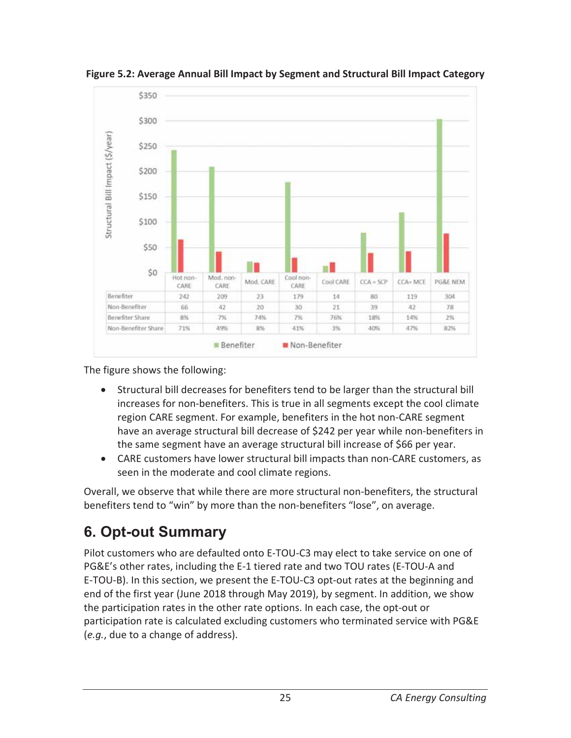**Figure 5.2: Average Annual Bill Impact by Segment and Structural Bill Impact Category**

| | Hot non-CARE | Mod. non-CARE | Mod. CARE | Cool non-CARE | Cool CARE | CCA – SCP | CCA– MCE | PG&E NEM |
|---|---|---|---|---|---|---|---|---|
| Benefiter | 242 | 209 | 23 | 179 | 14 | 80 | 119 | 304 |
| Non-Benefiter | 66 | 42 | 20 | 30 | 21 | 39 | 42 | 78 |
| Benefiter Share | 8% | 7% | 74% | 7% | 76% | 18% | 14% | 2% |
| Non-Benefiter Share | 71% | 49% | 8% | 41% | 3% | 40% | 47% | 82% |

The figure shows the following:

- Structural bill decreases for benefiters tend to be larger than the structural bill increases for non-benefiters. This is true in all segments except the cool climate region CARE segment. For example, benefiters in the hot non-CARE segment have an average structural bill decrease of $242 per year while non-benefiters in the same segment have an average structural bill increase of $66 per year.
- CARE customers have lower structural bill impacts than non-CARE customers, as seen in the moderate and cool climate regions.

Overall, we observe that while there are more structural non-benefiters, the structural benefiters tend to "win" by more than the non-benefiters "lose", on average.

# 6. Opt-out Summary

Pilot customers who are defaulted onto E-TOU-C3 may elect to take service on one of PG&E's other rates, including the E-1 tiered rate and two TOU rates (E-TOU-A and E-TOU-B). In this section, we present the E-TOU-C3 opt-out rates at the beginning and end of the first year (June 2018 through May 2019), by segment. In addition, we show the participation rates in the other rate options. In each case, the opt-out or participation rate is calculated excluding customers who terminated service with PG&E (*e.g.*, due to a change of address).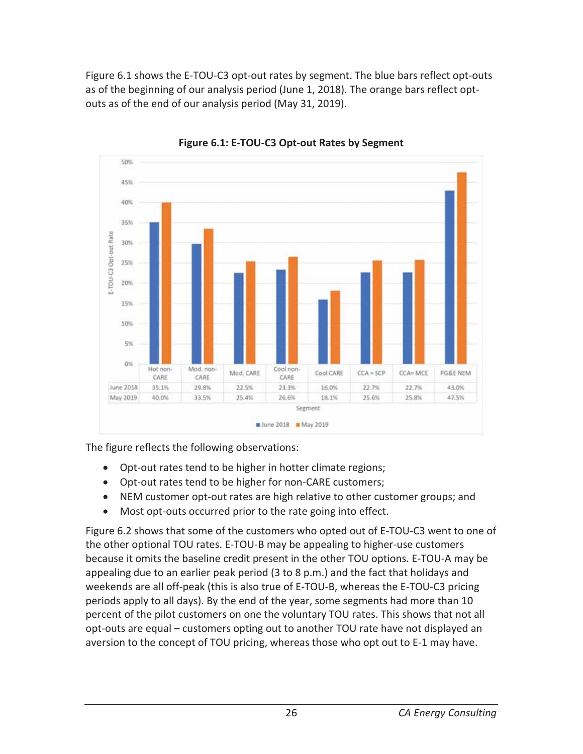Figure 6.1 shows the E-TOU-C3 opt-out rates by segment. The blue bars reflect opt-outs as of the beginning of our analysis period (June 1, 2018). The orange bars reflect opt-outs as of the end of our analysis period (May 31, 2019).

**Figure 6.1: E-TOU-C3 Opt-out Rates by Segment**

| | Hot non-CARE | Mod. non-CARE | Mod. CARE | Cool non-CARE | Cool CARE | CCA = SCP | CCA= MCE | PG&E NEM |
|---|---|---|---|---|---|---|---|---|
| June 2018 | 35.1% | 29.8% | 22.5% | 23.3% | 16.0% | 22.7% | 22.7% | 43.0% |
| May 2019 | 40.0% | 33.5% | 25.4% | 26.6% | 18.1% | 25.6% | 25.8% | 47.5% |

The figure reflects the following observations:

- Opt-out rates tend to be higher in hotter climate regions;
- Opt-out rates tend to be higher for non-CARE customers;
- NEM customer opt-out rates are high relative to other customer groups; and
- Most opt-outs occurred prior to the rate going into effect.

Figure 6.2 shows that some of the customers who opted out of E-TOU-C3 went to one of the other optional TOU rates. E-TOU-B may be appealing to higher-use customers because it omits the baseline credit present in the other TOU options. E-TOU-A may be appealing due to an earlier peak period (3 to 8 p.m.) and the fact that holidays and weekends are all off-peak (this is also true of E-TOU-B, whereas the E-TOU-C3 pricing periods apply to all days). By the end of the year, some segments had more than 10 percent of the pilot customers on one the voluntary TOU rates. This shows that not all opt-outs are equal – customers opting out to another TOU rate have not displayed an aversion to the concept of TOU pricing, whereas those who opt out to E-1 may have.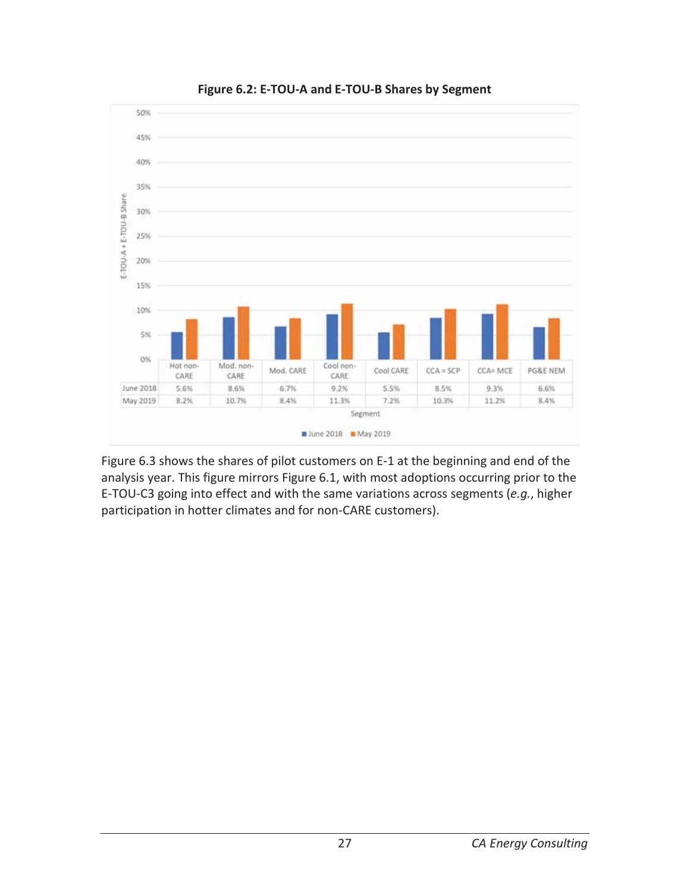**Figure 6.2: E-TOU-A and E-TOU-B Shares by Segment**

| | Hot non-CARE | Mod. non-CARE | Mod. CARE | Cool non-CARE | Cool CARE | CCA = SCP | CCA= MCE | PG&E NEM |
|---|---|---|---|---|---|---|---|---|
| June 2018 | 5.6% | 8.6% | 6.7% | 9.2% | 5.5% | 8.5% | 9.3% | 6.6% |
| May 2019 | 8.2% | 10.7% | 8.4% | 11.3% | 7.2% | 10.3% | 11.2% | 8.4% |

Figure 6.3 shows the shares of pilot customers on E-1 at the beginning and end of the analysis year. This figure mirrors Figure 6.1, with most adoptions occurring prior to the E-TOU-C3 going into effect and with the same variations across segments (*e.g.*, higher participation in hotter climates and for non-CARE customers).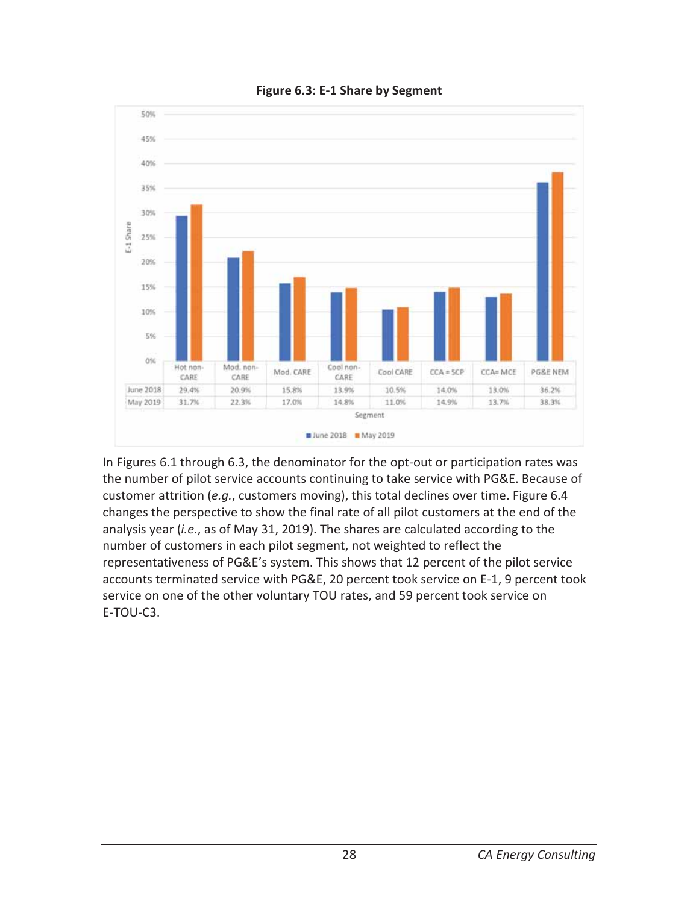**Figure 6.3: E-1 Share by Segment**

| | Hot non-CARE | Mod. non-CARE | Mod. CARE | Cool non-CARE | Cool CARE | CCA = SCP | CCA= MCE | PG&E NEM |
|---|---|---|---|---|---|---|---|---|
| June 2018 | 29.4% | 20.9% | 15.8% | 13.9% | 10.5% | 14.0% | 13.0% | 36.2% |
| May 2019 | 31.7% | 22.3% | 17.0% | 14.8% | 11.0% | 14.9% | 13.7% | 38.3% |

In Figures 6.1 through 6.3, the denominator for the opt-out or participation rates was the number of pilot service accounts continuing to take service with PG&E. Because of customer attrition (*e.g.*, customers moving), this total declines over time. Figure 6.4 changes the perspective to show the final rate of all pilot customers at the end of the analysis year (*i.e.*, as of May 31, 2019). The shares are calculated according to the number of customers in each pilot segment, not weighted to reflect the representativeness of PG&E's system. This shows that 12 percent of the pilot service accounts terminated service with PG&E, 20 percent took service on E-1, 9 percent took service on one of the other voluntary TOU rates, and 59 percent took service on E-TOU-C3.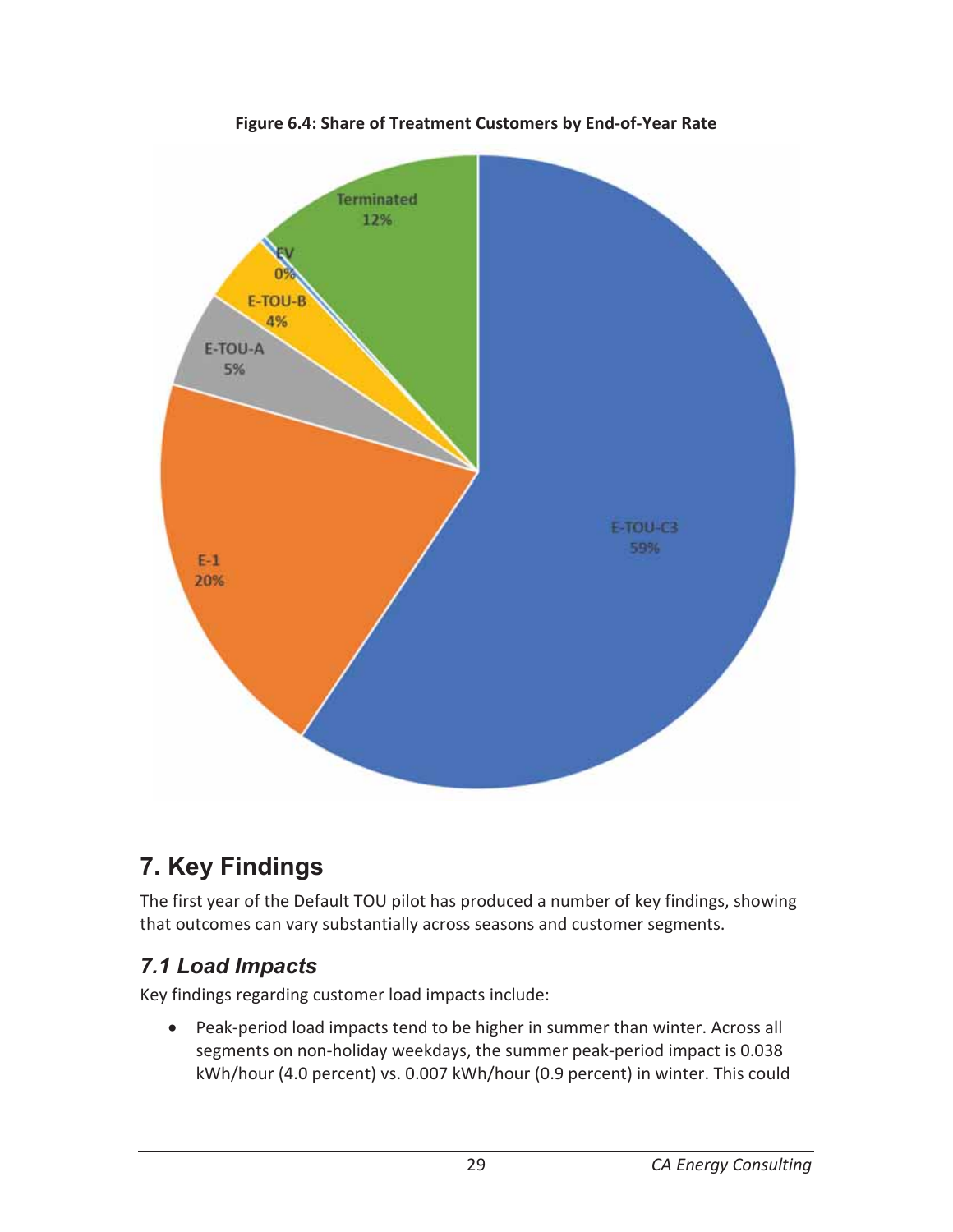**Figure 6.4: Share of Treatment Customers by End-of-Year Rate**

# 7. Key Findings

The first year of the Default TOU pilot has produced a number of key findings, showing that outcomes can vary substantially across seasons and customer segments.

## *7.1 Load Impacts*

Key findings regarding customer load impacts include:

- Peak-period load impacts tend to be higher in summer than winter. Across all segments on non-holiday weekdays, the summer peak-period impact is 0.038 kWh/hour (4.0 percent) vs. 0.007 kWh/hour (0.9 percent) in winter. This could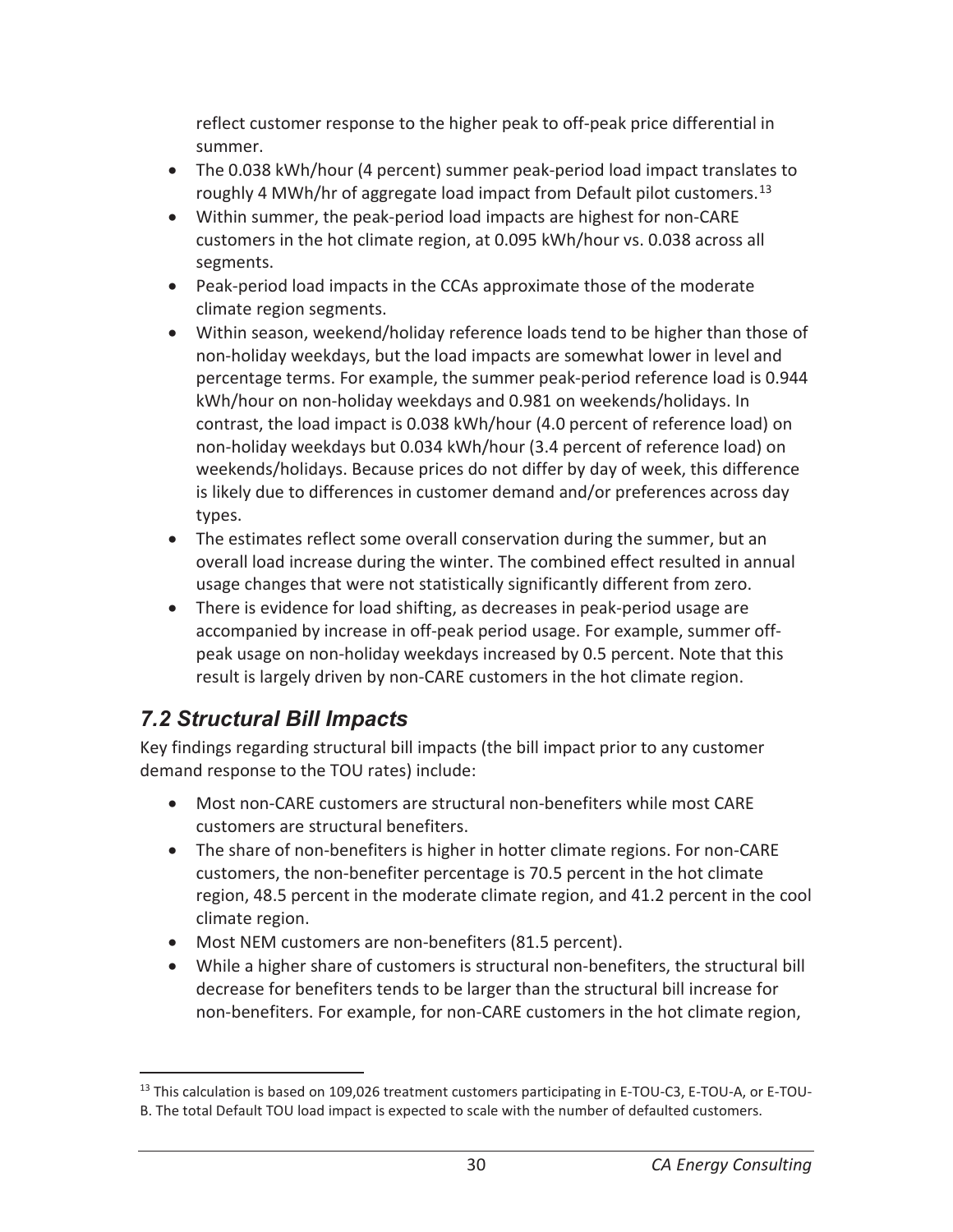reflect customer response to the higher peak to off-peak price differential in summer.

- The 0.038 kWh/hour (4 percent) summer peak-period load impact translates to roughly 4 MWh/hr of aggregate load impact from Default pilot customers.[13]
- Within summer, the peak-period load impacts are highest for non-CARE customers in the hot climate region, at 0.095 kWh/hour vs. 0.038 across all segments.
- Peak-period load impacts in the CCAs approximate those of the moderate climate region segments.
- Within season, weekend/holiday reference loads tend to be higher than those of non-holiday weekdays, but the load impacts are somewhat lower in level and percentage terms. For example, the summer peak-period reference load is 0.944 kWh/hour on non-holiday weekdays and 0.981 on weekends/holidays. In contrast, the load impact is 0.038 kWh/hour (4.0 percent of reference load) on non-holiday weekdays but 0.034 kWh/hour (3.4 percent of reference load) on weekends/holidays. Because prices do not differ by day of week, this difference is likely due to differences in customer demand and/or preferences across day types.
- The estimates reflect some overall conservation during the summer, but an overall load increase during the winter. The combined effect resulted in annual usage changes that were not statistically significantly different from zero.
- There is evidence for load shifting, as decreases in peak-period usage are accompanied by increase in off-peak period usage. For example, summer off-peak usage on non-holiday weekdays increased by 0.5 percent. Note that this result is largely driven by non-CARE customers in the hot climate region.

## *7.2 Structural Bill Impacts*

Key findings regarding structural bill impacts (the bill impact prior to any customer demand response to the TOU rates) include:

- Most non-CARE customers are structural non-benefiters while most CARE customers are structural benefiters.
- The share of non-benefiters is higher in hotter climate regions. For non-CARE customers, the non-benefiter percentage is 70.5 percent in the hot climate region, 48.5 percent in the moderate climate region, and 41.2 percent in the cool climate region.
- Most NEM customers are non-benefiters (81.5 percent).
- While a higher share of customers is structural non-benefiters, the structural bill decrease for benefiters tends to be larger than the structural bill increase for non-benefiters. For example, for non-CARE customers in the hot climate region,

[13] This calculation is based on 109,026 treatment customers participating in E-TOU-C3, E-TOU-A, or E-TOU-B. The total Default TOU load impact is expected to scale with the number of defaulted customers.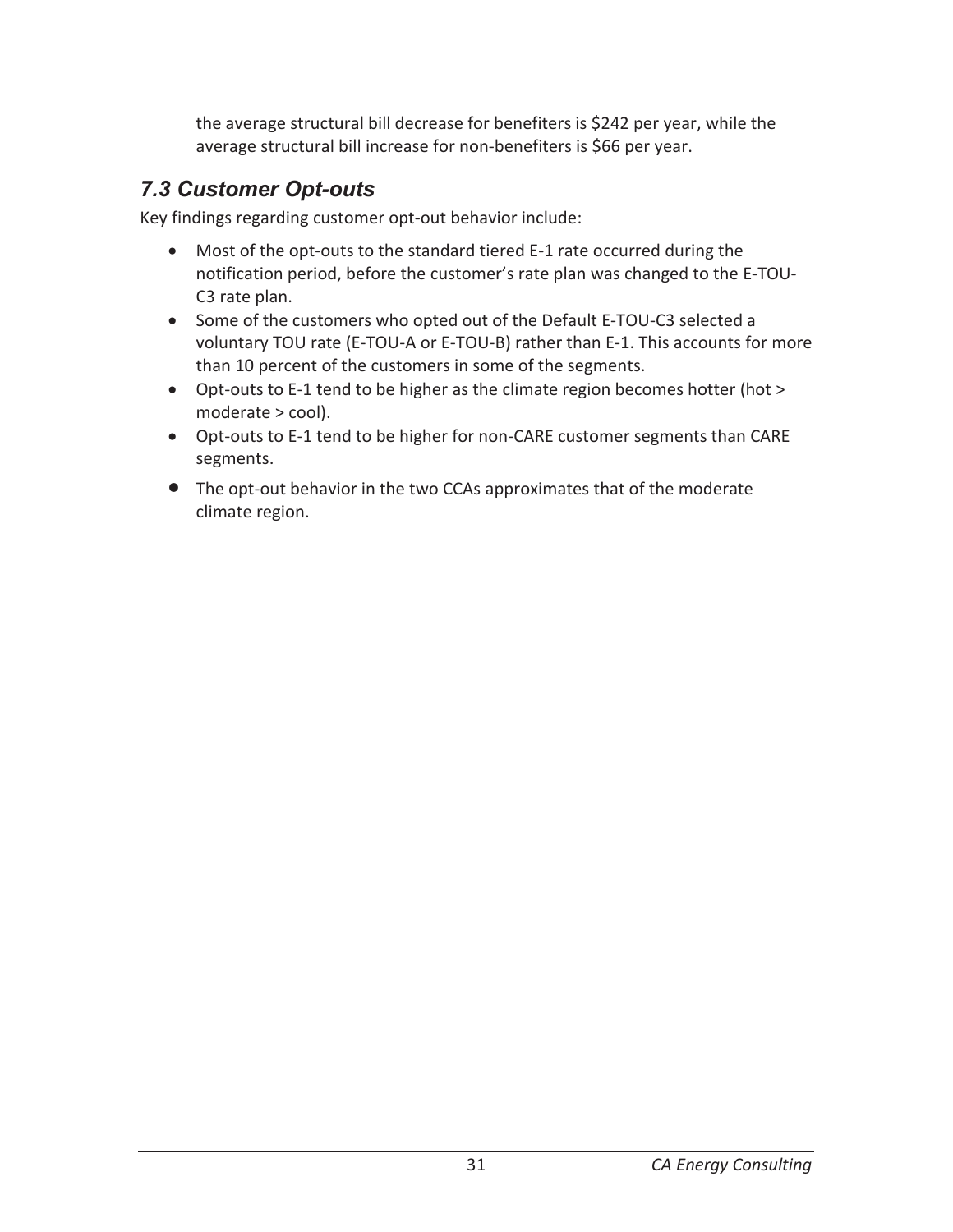the average structural bill decrease for benefiters is $242 per year, while the average structural bill increase for non-benefiters is $66 per year.

## *7.3 Customer Opt-outs*

Key findings regarding customer opt-out behavior include:

- Most of the opt-outs to the standard tiered E-1 rate occurred during the notification period, before the customer's rate plan was changed to the E-TOU-C3 rate plan.
- Some of the customers who opted out of the Default E-TOU-C3 selected a voluntary TOU rate (E-TOU-A or E-TOU-B) rather than E-1. This accounts for more than 10 percent of the customers in some of the segments.
- Opt-outs to E-1 tend to be higher as the climate region becomes hotter (hot > moderate > cool).
- Opt-outs to E-1 tend to be higher for non-CARE customer segments than CARE segments.
- The opt-out behavior in the two CCAs approximates that of the moderate climate region.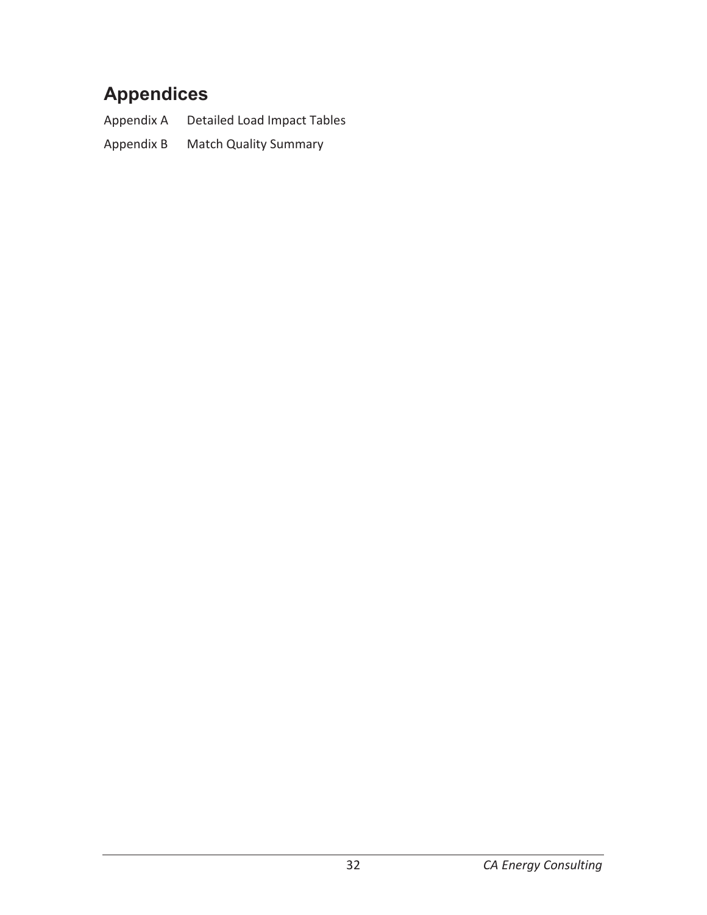# Appendices

Appendix A Detailed Load Impact Tables

Appendix B Match Quality Summary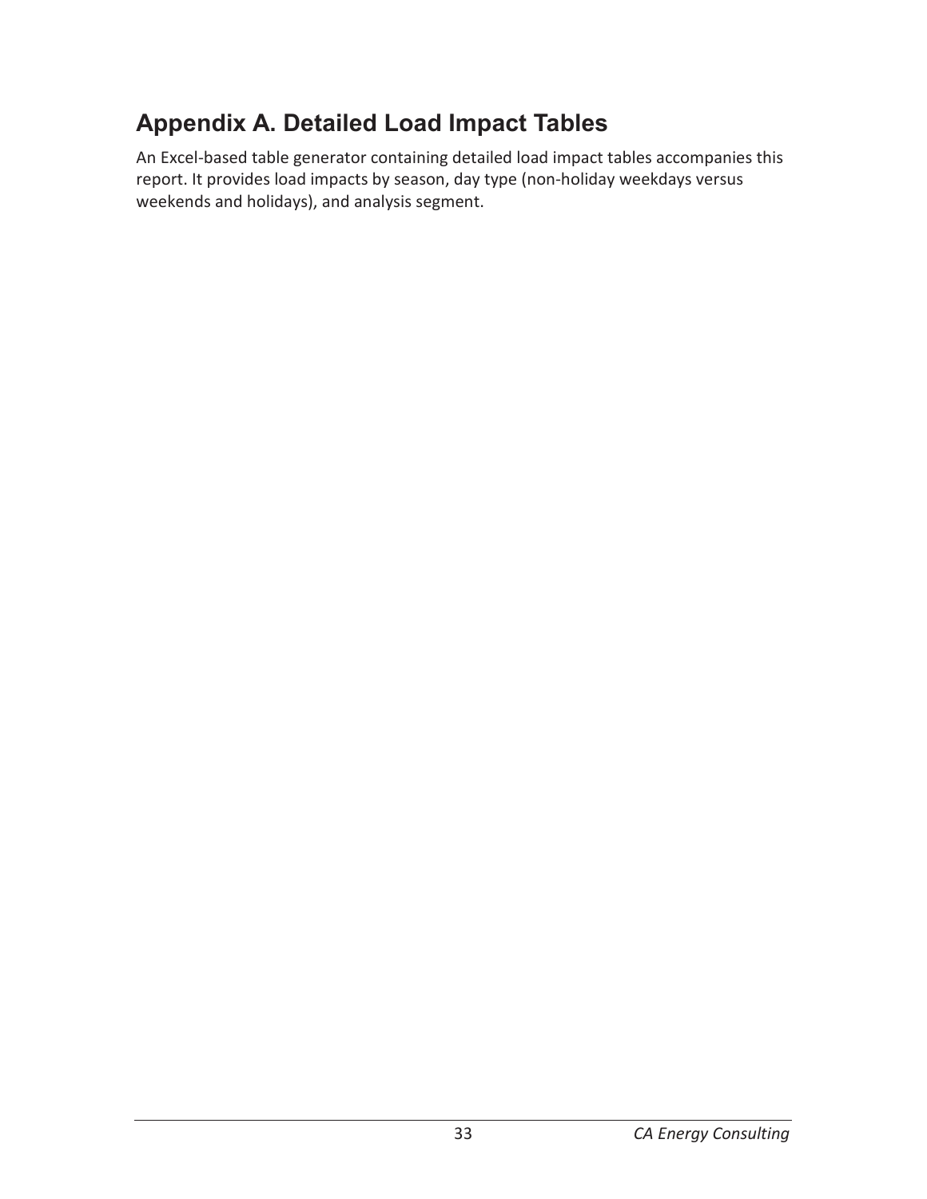# Appendix A. Detailed Load Impact Tables

An Excel-based table generator containing detailed load impact tables accompanies this report. It provides load impacts by season, day type (non-holiday weekdays versus weekends and holidays), and analysis segment.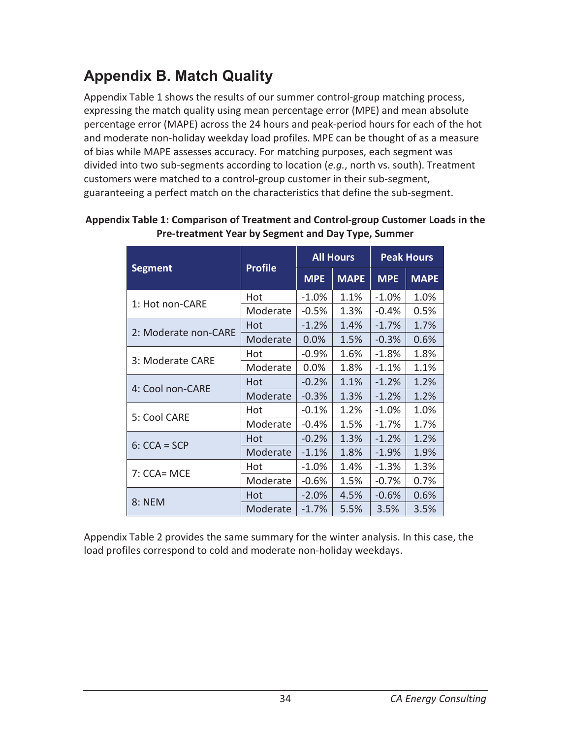# Appendix B. Match Quality

Appendix Table 1 shows the results of our summer control-group matching process, expressing the match quality using mean percentage error (MPE) and mean absolute percentage error (MAPE) across the 24 hours and peak-period hours for each of the hot and moderate non-holiday weekday load profiles. MPE can be thought of as a measure of bias while MAPE assesses accuracy. For matching purposes, each segment was divided into two sub-segments according to location (*e.g.*, north vs. south). Treatment customers were matched to a control-group customer in their sub-segment, guaranteeing a perfect match on the characteristics that define the sub-segment.

**Appendix Table 1: Comparison of Treatment and Control-group Customer Loads in the Pre-treatment Year by Segment and Day Type, Summer**

| Segment | Profile | All Hours | | Peak Hours | |
|---|---|---|---|---|---|
| | | MPE | MAPE | MPE | MAPE |
| 1: Hot non-CARE | Hot | -1.0% | 1.1% | -1.0% | 1.0% |
| | Moderate | -0.5% | 1.3% | -0.4% | 0.5% |
| 2: Moderate non-CARE | Hot | -1.2% | 1.4% | -1.7% | 1.7% |
| | Moderate | 0.0% | 1.5% | -0.3% | 0.6% |
| 3: Moderate CARE | Hot | -0.9% | 1.6% | -1.8% | 1.8% |
| | Moderate | 0.0% | 1.8% | -1.1% | 1.1% |
| 4: Cool non-CARE | Hot | -0.2% | 1.1% | -1.2% | 1.2% |
| | Moderate | -0.3% | 1.3% | -1.2% | 1.2% |
| 5: Cool CARE | Hot | -0.1% | 1.2% | -1.0% | 1.0% |
| | Moderate | -0.4% | 1.5% | -1.7% | 1.7% |
| 6: CCA = SCP | Hot | -0.2% | 1.3% | -1.2% | 1.2% |
| | Moderate | -1.1% | 1.8% | -1.9% | 1.9% |
| 7: CCA= MCE | Hot | -1.0% | 1.4% | -1.3% | 1.3% |
| | Moderate | -0.6% | 1.5% | -0.7% | 0.7% |
| 8: NEM | Hot | -2.0% | 4.5% | -0.6% | 0.6% |
| | Moderate | -1.7% | 5.5% | 3.5% | 3.5% |

Appendix Table 2 provides the same summary for the winter analysis. In this case, the load profiles correspond to cold and moderate non-holiday weekdays.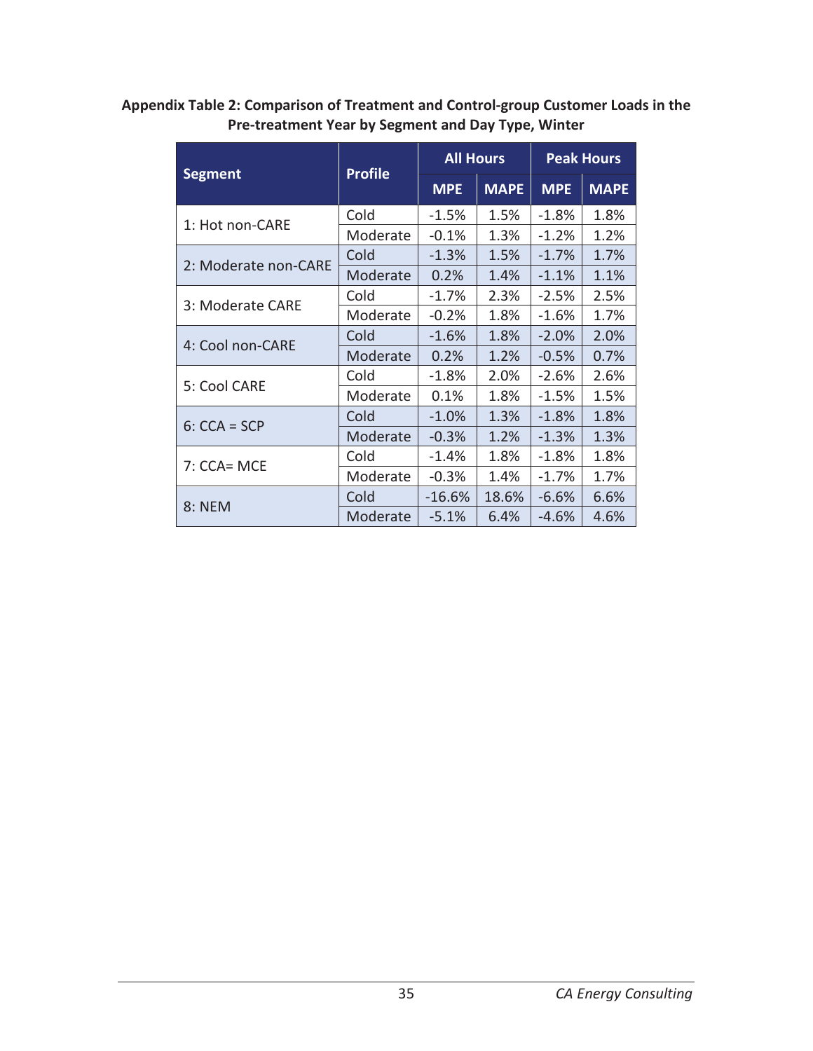**Appendix Table 2: Comparison of Treatment and Control-group Customer Loads in the Pre-treatment Year by Segment and Day Type, Winter**

| Segment | Profile | All Hours | | Peak Hours | |
|---|---|---|---|---|---|
| | | MPE | MAPE | MPE | MAPE |
| 1: Hot non-CARE | Cold | -1.5% | 1.5% | -1.8% | 1.8% |
| | Moderate | -0.1% | 1.3% | -1.2% | 1.2% |
| 2: Moderate non-CARE | Cold | -1.3% | 1.5% | -1.7% | 1.7% |
| | Moderate | 0.2% | 1.4% | -1.1% | 1.1% |
| 3: Moderate CARE | Cold | -1.7% | 2.3% | -2.5% | 2.5% |
| | Moderate | -0.2% | 1.8% | -1.6% | 1.7% |
| 4: Cool non-CARE | Cold | -1.6% | 1.8% | -2.0% | 2.0% |
| | Moderate | 0.2% | 1.2% | -0.5% | 0.7% |
| 5: Cool CARE | Cold | -1.8% | 2.0% | -2.6% | 2.6% |
| | Moderate | 0.1% | 1.8% | -1.5% | 1.5% |
| 6: CCA = SCP | Cold | -1.0% | 1.3% | -1.8% | 1.8% |
| | Moderate | -0.3% | 1.2% | -1.3% | 1.3% |
| 7: CCA= MCE | Cold | -1.4% | 1.8% | -1.8% | 1.8% |
| | Moderate | -0.3% | 1.4% | -1.7% | 1.7% |
| 8: NEM | Cold | -16.6% | 18.6% | -6.6% | 6.6% |
| | Moderate | -5.1% | 6.4% | -4.6% | 4.6% |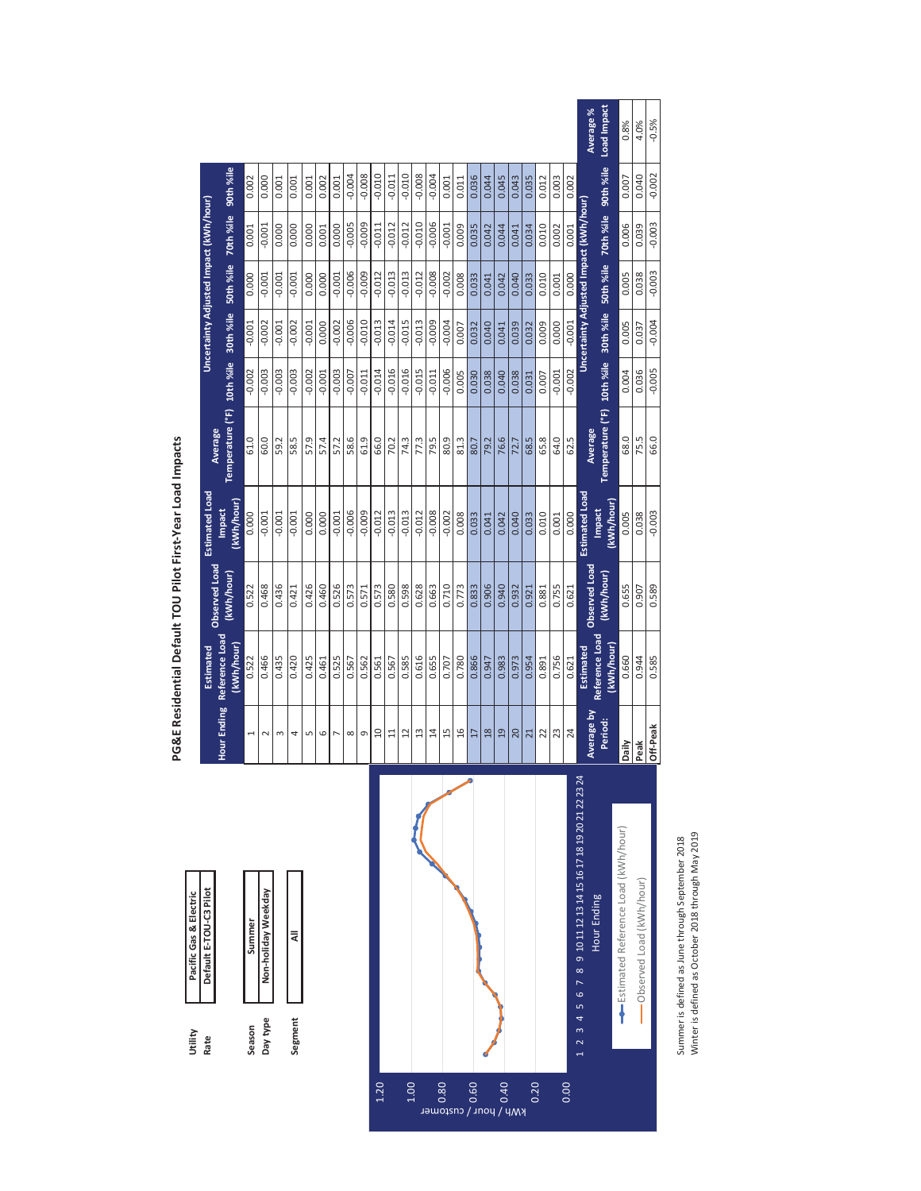# PG&E Residential Default TOU Pilot First-Year Load Impacts

| | |
|---|---|
| Utility | Pacific Gas & Electric |
| Rate | Default E-TOU-C3 Pilot |

| | |
|---|---|
| Season | Summer |
| Day type | Non-holiday Weekday |

| | |
|---|---|
| Segment | All |

1.20
1.00
0.80
0.60
0.40
0.20
0.00
kWh / hour / customer
1 2 3 4 5 6 7 8 9 10 11 12 13 14 15 16 17 18 19 20 21 22 23 24
Hour Ending
Estimated Reference Load (kWh/hour)
Observed Load (kWh/hour)

| Hour Ending | Estimated Reference Load (kWh/hour) | Observed Load (kWh/hour) | Estimated Load Impact (kWh/hour) | Average Temperature (°F) | Uncertainty Adjusted Impact (kWh/hour) | | | | |
|---|---|---|---|---|---|---|---|---|---|
| | | | | | 10th %ile | 30th %ile | 50th %ile | 70th %ile | 90th %ile |
| 1 | 0.522 | 0.522 | 0.000 | 61.0 | -0.002 | -0.001 | 0.000 | 0.001 | 0.002 |
| 2 | 0.466 | 0.468 | -0.001 | 60.0 | -0.003 | -0.002 | -0.001 | -0.001 | 0.000 |
| 3 | 0.435 | 0.436 | -0.001 | 59.2 | -0.003 | -0.001 | -0.001 | 0.000 | 0.001 |
| 4 | 0.420 | 0.421 | -0.001 | 58.5 | -0.003 | -0.002 | -0.001 | 0.000 | 0.001 |
| 5 | 0.425 | 0.426 | 0.000 | 57.9 | -0.002 | -0.001 | 0.000 | 0.000 | 0.001 |
| 6 | 0.461 | 0.460 | 0.000 | 57.4 | -0.001 | 0.000 | 0.000 | 0.001 | 0.002 |
| 7 | 0.525 | 0.526 | -0.001 | 57.2 | -0.003 | -0.002 | -0.001 | 0.000 | 0.001 |
| 8 | 0.567 | 0.573 | -0.006 | 58.6 | -0.007 | -0.006 | -0.006 | -0.005 | -0.004 |
| 9 | 0.562 | 0.571 | -0.009 | 61.9 | -0.011 | -0.010 | -0.009 | -0.009 | -0.008 |
| 10 | 0.561 | 0.573 | -0.012 | 66.0 | -0.014 | -0.013 | -0.012 | -0.011 | -0.010 |
| 11 | 0.567 | 0.580 | -0.013 | 70.2 | -0.016 | -0.014 | -0.013 | -0.012 | -0.011 |
| 12 | 0.585 | 0.598 | -0.013 | 74.3 | -0.016 | -0.015 | -0.013 | -0.012 | -0.010 |
| 13 | 0.616 | 0.628 | -0.012 | 77.3 | -0.015 | -0.013 | -0.012 | -0.010 | -0.008 |
| 14 | 0.655 | 0.663 | -0.008 | 79.5 | -0.011 | -0.009 | -0.008 | -0.006 | -0.004 |
| 15 | 0.707 | 0.710 | -0.002 | 80.9 | -0.006 | -0.004 | -0.002 | -0.001 | 0.001 |
| 16 | 0.780 | 0.773 | 0.008 | 81.3 | 0.005 | 0.007 | 0.008 | 0.009 | 0.011 |
| 17 | 0.866 | 0.833 | 0.033 | 80.7 | 0.030 | 0.032 | 0.033 | 0.035 | 0.036 |
| 18 | 0.947 | 0.906 | 0.041 | 79.2 | 0.038 | 0.040 | 0.041 | 0.042 | 0.044 |
| 19 | 0.983 | 0.940 | 0.042 | 76.6 | 0.040 | 0.041 | 0.042 | 0.044 | 0.045 |
| 20 | 0.973 | 0.932 | 0.040 | 72.7 | 0.038 | 0.039 | 0.040 | 0.041 | 0.043 |
| 21 | 0.954 | 0.921 | 0.033 | 68.5 | 0.031 | 0.032 | 0.033 | 0.034 | 0.035 |
| 22 | 0.891 | 0.881 | 0.010 | 65.8 | 0.007 | 0.009 | 0.010 | 0.010 | 0.012 |
| 23 | 0.756 | 0.755 | 0.001 | 64.0 | -0.001 | 0.000 | 0.001 | 0.002 | 0.003 |
| 24 | 0.621 | 0.621 | 0.000 | 62.5 | -0.002 | -0.001 | 0.000 | 0.001 | 0.002 |

| Average by Period: | Estimated Reference Load (kWh/hour) | Observed Load (kWh/hour) | Estimated Load Impact (kWh/hour) | Average Temperature (°F) | Uncertainty Adjusted Impact (kWh/hour) | | | | | Average % Load Impact |
|---|---|---|---|---|---|---|---|---|---|---|
| | | | | | 10th %ile | 30th %ile | 50th %ile | 70th %ile | 90th %ile | |
| Daily | 0.660 | 0.655 | 0.005 | 68.0 | 0.004 | 0.005 | 0.005 | 0.006 | 0.007 | 0.8% |
| Peak | 0.944 | 0.907 | 0.038 | 75.5 | 0.036 | 0.037 | 0.038 | 0.039 | 0.040 | 4.0% |
| Off-Peak | 0.585 | 0.589 | -0.003 | 66.0 | -0.005 | -0.004 | -0.003 | -0.003 | -0.002 | -0.5% |

Summer is defined as June through September 2018
Winter is defined as October 2018 through May 2019